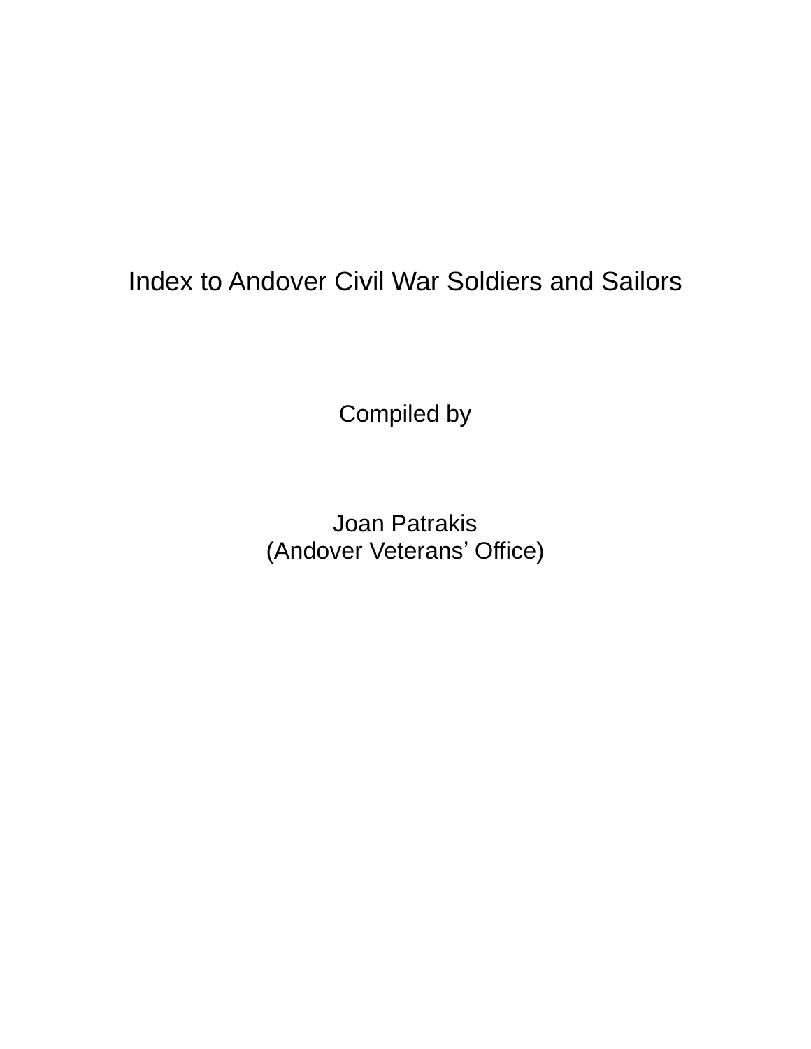# Index to Andover Civil War Soldiers and Sailors

Compiled by

Joan Patrakis
(Andover Veterans' Office)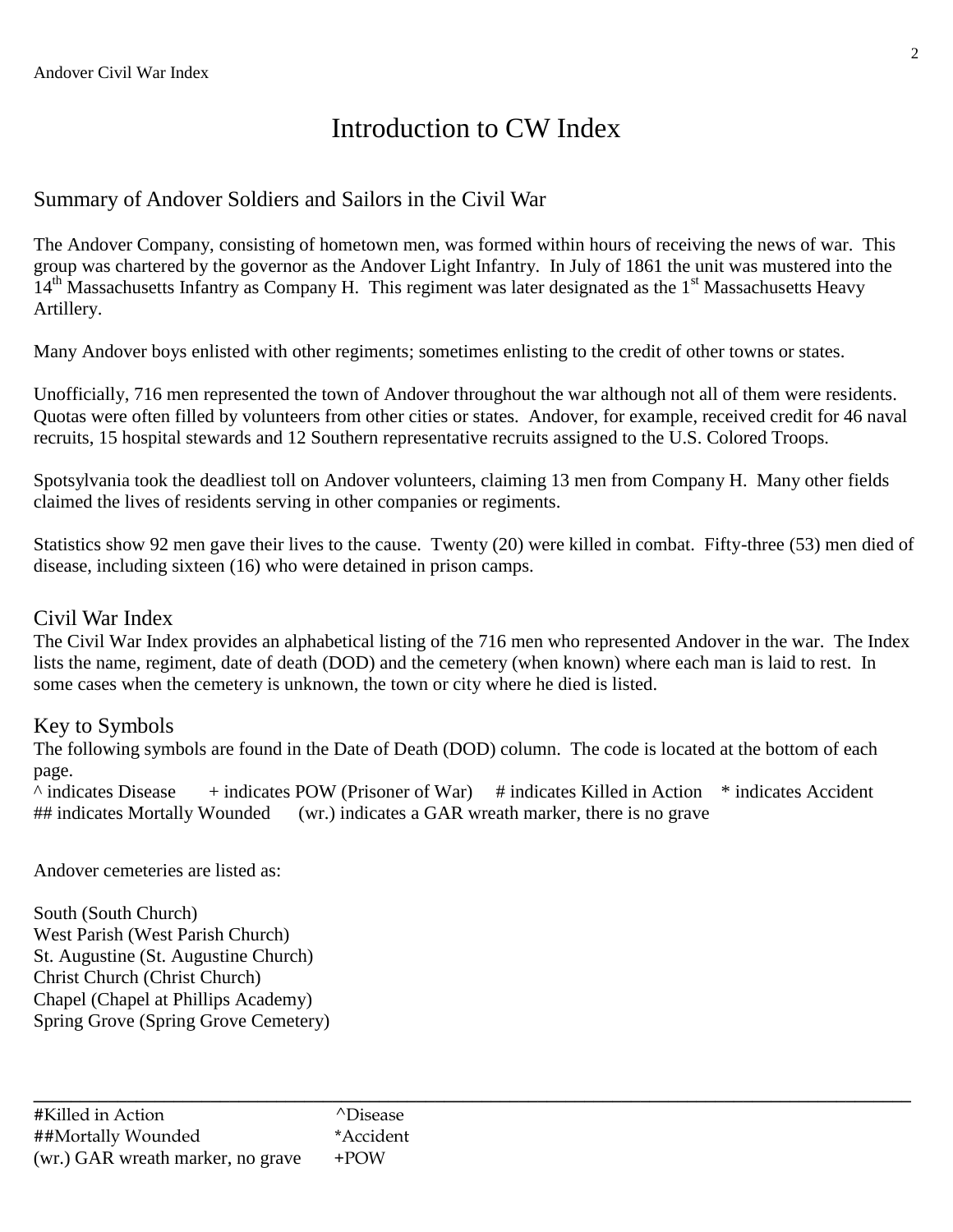# Introduction to CW Index

## Summary of Andover Soldiers and Sailors in the Civil War

The Andover Company, consisting of hometown men, was formed within hours of receiving the news of war. This group was chartered by the governor as the Andover Light Infantry. In July of 1861 the unit was mustered into the 14th Massachusetts Infantry as Company H. This regiment was later designated as the 1st Massachusetts Heavy Artillery.

Many Andover boys enlisted with other regiments; sometimes enlisting to the credit of other towns or states.

Unofficially, 716 men represented the town of Andover throughout the war although not all of them were residents. Quotas were often filled by volunteers from other cities or states. Andover, for example, received credit for 46 naval recruits, 15 hospital stewards and 12 Southern representative recruits assigned to the U.S. Colored Troops.

Spotsylvania took the deadliest toll on Andover volunteers, claiming 13 men from Company H. Many other fields claimed the lives of residents serving in other companies or regiments.

Statistics show 92 men gave their lives to the cause. Twenty (20) were killed in combat. Fifty-three (53) men died of disease, including sixteen (16) who were detained in prison camps.

## Civil War Index

The Civil War Index provides an alphabetical listing of the 716 men who represented Andover in the war. The Index lists the name, regiment, date of death (DOD) and the cemetery (when known) where each man is laid to rest. In some cases when the cemetery is unknown, the town or city where he died is listed.

## Key to Symbols

The following symbols are found in the Date of Death (DOD) column. The code is located at the bottom of each page.

^ indicates Disease + indicates POW (Prisoner of War) # indicates Killed in Action * indicates Accident
## indicates Mortally Wounded (wr.) indicates a GAR wreath marker, there is no grave

Andover cemeteries are listed as:

South (South Church)
West Parish (West Parish Church)
St. Augustine (St. Augustine Church)
Christ Church (Christ Church)
Chapel (Chapel at Phillips Academy)
Spring Grove (Spring Grove Cemetery)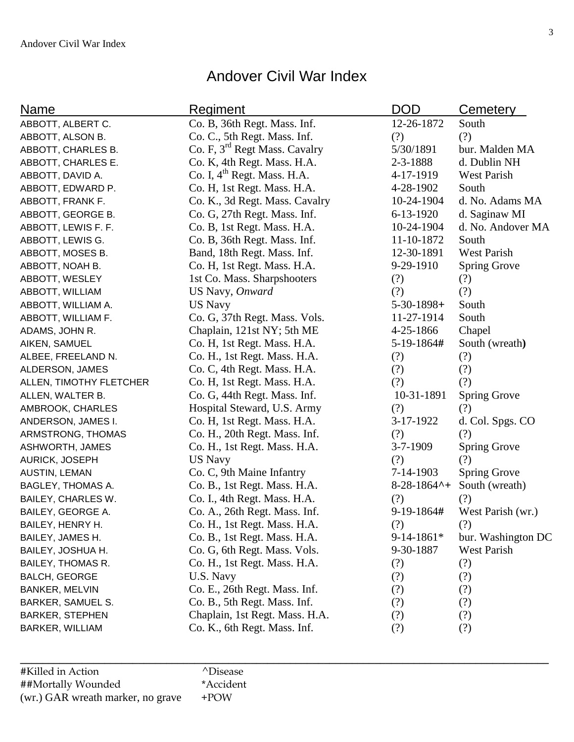# Andover Civil War Index

| Name | Regiment | DOD | Cemetery |
|---|---|---|---|
| ABBOTT, ALBERT C. | Co. B, 36th Regt. Mass. Inf. | 12-26-1872 | South |
| ABBOTT, ALSON B. | Co. C., 5th Regt. Mass. Inf. | (?) | (?) |
| ABBOTT, CHARLES B. | Co. F, 3rd Regt Mass. Cavalry | 5/30/1891 | bur. Malden MA |
| ABBOTT, CHARLES E. | Co. K, 4th Regt. Mass. H.A. | 2-3-1888 | d. Dublin NH |
| ABBOTT, DAVID A. | Co. I, 4th Regt. Mass. H.A. | 4-17-1919 | West Parish |
| ABBOTT, EDWARD P. | Co. H, 1st Regt. Mass. H.A. | 4-28-1902 | South |
| ABBOTT, FRANK F. | Co. K., 3d Regt. Mass. Cavalry | 10-24-1904 | d. No. Adams MA |
| ABBOTT, GEORGE B. | Co. G, 27th Regt. Mass. Inf. | 6-13-1920 | d. Saginaw MI |
| ABBOTT, LEWIS F. F. | Co. B, 1st Regt. Mass. H.A. | 10-24-1904 | d. No. Andover MA |
| ABBOTT, LEWIS G. | Co. B, 36th Regt. Mass. Inf. | 11-10-1872 | South |
| ABBOTT, MOSES B. | Band, 18th Regt. Mass. Inf. | 12-30-1891 | West Parish |
| ABBOTT, NOAH B. | Co. H, 1st Regt. Mass. H.A. | 9-29-1910 | Spring Grove |
| ABBOTT, WESLEY | 1st Co. Mass. Sharpshooters | (?) | (?) |
| ABBOTT, WILLIAM | US Navy, *Onward* | (?) | (?) |
| ABBOTT, WILLIAM A. | US Navy | 5-30-1898+ | South |
| ABBOTT, WILLIAM F. | Co. G, 37th Regt. Mass. Vols. | 11-27-1914 | South |
| ADAMS, JOHN R. | Chaplain, 121st NY; 5th ME | 4-25-1866 | Chapel |
| AIKEN, SAMUEL | Co. H, 1st Regt. Mass. H.A. | 5-19-1864# | South (wreath) |
| ALBEE, FREELAND N. | Co. H., 1st Regt. Mass. H.A. | (?) | (?) |
| ALDERSON, JAMES | Co. C, 4th Regt. Mass. H.A. | (?) | (?) |
| ALLEN, TIMOTHY FLETCHER | Co. H, 1st Regt. Mass. H.A. | (?) | (?) |
| ALLEN, WALTER B. | Co. G, 44th Regt. Mass. Inf. | 10-31-1891 | Spring Grove |
| AMBROOK, CHARLES | Hospital Steward, U.S. Army | (?) | (?) |
| ANDERSON, JAMES I. | Co. H, 1st Regt. Mass. H.A. | 3-17-1922 | d. Col. Spgs. CO |
| ARMSTRONG, THOMAS | Co. H., 20th Regt. Mass. Inf. | (?) | (?) |
| ASHWORTH, JAMES | Co. H., 1st Regt. Mass. H.A. | 3-7-1909 | Spring Grove |
| AURICK, JOSEPH | US Navy | (?) | (?) |
| AUSTIN, LEMAN | Co. C, 9th Maine Infantry | 7-14-1903 | Spring Grove |
| BAGLEY, THOMAS A. | Co. B., 1st Regt. Mass. H.A. | 8-28-1864^+ | South (wreath) |
| BAILEY, CHARLES W. | Co. I., 4th Regt. Mass. H.A. | (?) | (?) |
| BAILEY, GEORGE A. | Co. A., 26th Regt. Mass. Inf. | 9-19-1864# | West Parish (wr.) |
| BAILEY, HENRY H. | Co. H., 1st Regt. Mass. H.A. | (?) | (?) |
| BAILEY, JAMES H. | Co. B., 1st Regt. Mass. H.A. | 9-14-1861* | bur. Washington DC |
| BAILEY, JOSHUA H. | Co. G, 6th Regt. Mass. Vols. | 9-30-1887 | West Parish |
| BAILEY, THOMAS R. | Co. H., 1st Regt. Mass. H.A. | (?) | (?) |
| BALCH, GEORGE | U.S. Navy | (?) | (?) |
| BANKER, MELVIN | Co. E., 26th Regt. Mass. Inf. | (?) | (?) |
| BARKER, SAMUEL S. | Co. B., 5th Regt. Mass. Inf. | (?) | (?) |
| BARKER, STEPHEN | Chaplain, 1st Regt. Mass. H.A. | (?) | (?) |
| BARKER, WILLIAM | Co. K., 6th Regt. Mass. Inf. | (?) | (?) |

#Killed in Action ^Disease
##Mortally Wounded *Accident
(wr.) GAR wreath marker, no grave +POW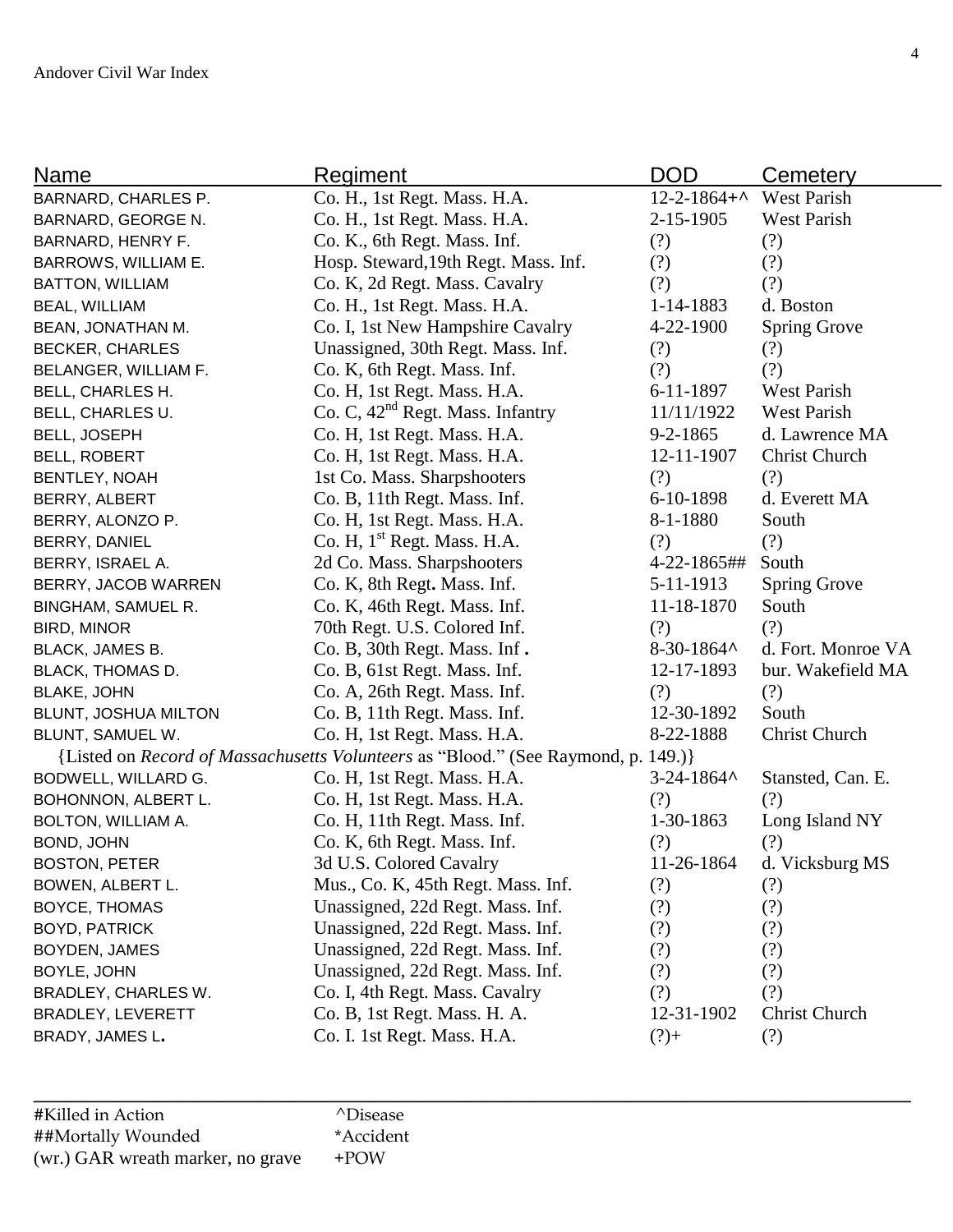| Name | Regiment | DOD | Cemetery |
|---|---|---|---|
| BARNARD, CHARLES P. | Co. H., 1st Regt. Mass. H.A. | 12-2-1864+^ | West Parish |
| BARNARD, GEORGE N. | Co. H., 1st Regt. Mass. H.A. | 2-15-1905 | West Parish |
| BARNARD, HENRY F. | Co. K., 6th Regt. Mass. Inf. | (?) | (?) |
| BARROWS, WILLIAM E. | Hosp. Steward,19th Regt. Mass. Inf. | (?) | (?) |
| BATTON, WILLIAM | Co. K, 2d Regt. Mass. Cavalry | (?) | (?) |
| BEAL, WILLIAM | Co. H., 1st Regt. Mass. H.A. | 1-14-1883 | d. Boston |
| BEAN, JONATHAN M. | Co. I, 1st New Hampshire Cavalry | 4-22-1900 | Spring Grove |
| BECKER, CHARLES | Unassigned, 30th Regt. Mass. Inf. | (?) | (?) |
| BELANGER, WILLIAM F. | Co. K, 6th Regt. Mass. Inf. | (?) | (?) |
| BELL, CHARLES H. | Co. H, 1st Regt. Mass. H.A. | 6-11-1897 | West Parish |
| BELL, CHARLES U. | Co. C, 42nd Regt. Mass. Infantry | 11/11/1922 | West Parish |
| BELL, JOSEPH | Co. H, 1st Regt. Mass. H.A. | 9-2-1865 | d. Lawrence MA |
| BELL, ROBERT | Co. H, 1st Regt. Mass. H.A. | 12-11-1907 | Christ Church |
| BENTLEY, NOAH | 1st Co. Mass. Sharpshooters | (?) | (?) |
| BERRY, ALBERT | Co. B, 11th Regt. Mass. Inf. | 6-10-1898 | d. Everett MA |
| BERRY, ALONZO P. | Co. H, 1st Regt. Mass. H.A. | 8-1-1880 | South |
| BERRY, DANIEL | Co. H, 1st Regt. Mass. H.A. | (?) | (?) |
| BERRY, ISRAEL A. | 2d Co. Mass. Sharpshooters | 4-22-1865## | South |
| BERRY, JACOB WARREN | Co. K, 8th Regt. Mass. Inf. | 5-11-1913 | Spring Grove |
| BINGHAM, SAMUEL R. | Co. K, 46th Regt. Mass. Inf. | 11-18-1870 | South |
| BIRD, MINOR | 70th Regt. U.S. Colored Inf. | (?) | (?) |
| BLACK, JAMES B. | Co. B, 30th Regt. Mass. Inf . | 8-30-1864^ | d. Fort. Monroe VA |
| BLACK, THOMAS D. | Co. B, 61st Regt. Mass. Inf. | 12-17-1893 | bur. Wakefield MA |
| BLAKE, JOHN | Co. A, 26th Regt. Mass. Inf. | (?) | (?) |
| BLUNT, JOSHUA MILTON | Co. B, 11th Regt. Mass. Inf. | 12-30-1892 | South |
| BLUNT, SAMUEL W. | Co. H, 1st Regt. Mass. H.A. | 8-22-1888 | Christ Church |
| {Listed on *Record of Massachusetts Volunteers* as "Blood." (See Raymond, p. 149.)} | | | |
| BODWELL, WILLARD G. | Co. H, 1st Regt. Mass. H.A. | 3-24-1864^ | Stansted, Can. E. |
| BOHONNON, ALBERT L. | Co. H, 1st Regt. Mass. H.A. | (?) | (?) |
| BOLTON, WILLIAM A. | Co. H, 11th Regt. Mass. Inf. | 1-30-1863 | Long Island NY |
| BOND, JOHN | Co. K, 6th Regt. Mass. Inf. | (?) | (?) |
| BOSTON, PETER | 3d U.S. Colored Cavalry | 11-26-1864 | d. Vicksburg MS |
| BOWEN, ALBERT L. | Mus., Co. K, 45th Regt. Mass. Inf. | (?) | (?) |
| BOYCE, THOMAS | Unassigned, 22d Regt. Mass. Inf. | (?) | (?) |
| BOYD, PATRICK | Unassigned, 22d Regt. Mass. Inf. | (?) | (?) |
| BOYDEN, JAMES | Unassigned, 22d Regt. Mass. Inf. | (?) | (?) |
| BOYLE, JOHN | Unassigned, 22d Regt. Mass. Inf. | (?) | (?) |
| BRADLEY, CHARLES W. | Co. I, 4th Regt. Mass. Cavalry | (?) | (?) |
| BRADLEY, LEVERETT | Co. B, 1st Regt. Mass. H. A. | 12-31-1902 | Christ Church |
| BRADY, JAMES L**.** | Co. I. 1st Regt. Mass. H.A. | (?)+ | (?) |

#Killed in Action ^Disease
##Mortally Wounded *Accident
(wr.) GAR wreath marker, no grave +POW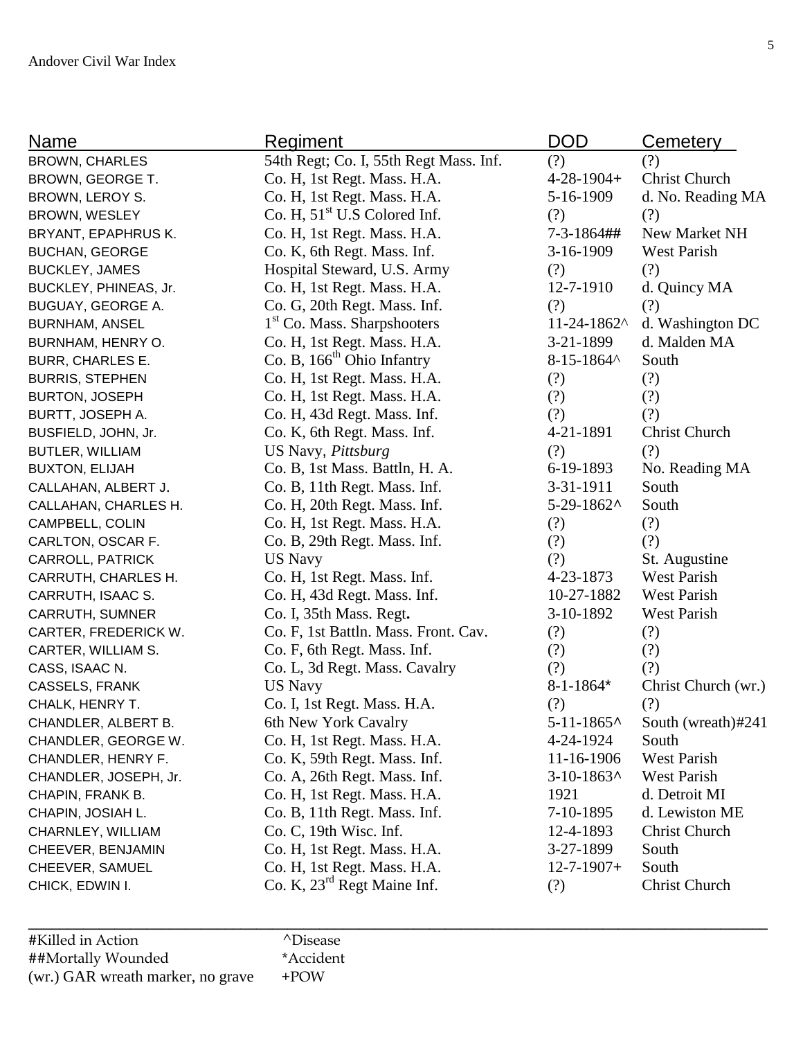| Name | Regiment | DOD | Cemetery |
|---|---|---|---|
| BROWN, CHARLES | 54th Regt; Co. I, 55th Regt Mass. Inf. | (?) | (?) |
| BROWN, GEORGE T. | Co. H, 1st Regt. Mass. H.A. | 4-28-1904+ | Christ Church |
| BROWN, LEROY S. | Co. H, 1st Regt. Mass. H.A. | 5-16-1909 | d. No. Reading MA |
| BROWN, WESLEY | Co. H, 51st U.S Colored Inf. | (?) | (?) |
| BRYANT, EPAPHRUS K. | Co. H, 1st Regt. Mass. H.A. | 7-3-1864## | New Market NH |
| BUCHAN, GEORGE | Co. K, 6th Regt. Mass. Inf. | 3-16-1909 | West Parish |
| BUCKLEY, JAMES | Hospital Steward, U.S. Army | (?) | (?) |
| BUCKLEY, PHINEAS, Jr. | Co. H, 1st Regt. Mass. H.A. | 12-7-1910 | d. Quincy MA |
| BUGUAY, GEORGE A. | Co. G, 20th Regt. Mass. Inf. | (?) | (?) |
| BURNHAM, ANSEL | 1st Co. Mass. Sharpshooters | 11-24-1862^ | d. Washington DC |
| BURNHAM, HENRY O. | Co. H, 1st Regt. Mass. H.A. | 3-21-1899 | d. Malden MA |
| BURR, CHARLES E. | Co. B, 166th Ohio Infantry | 8-15-1864^ | South |
| BURRIS, STEPHEN | Co. H, 1st Regt. Mass. H.A. | (?) | (?) |
| BURTON, JOSEPH | Co. H, 1st Regt. Mass. H.A. | (?) | (?) |
| BURTT, JOSEPH A. | Co. H, 43d Regt. Mass. Inf. | (?) | (?) |
| BUSFIELD, JOHN, Jr. | Co. K, 6th Regt. Mass. Inf. | 4-21-1891 | Christ Church |
| BUTLER, WILLIAM | US Navy, *Pittsburg* | (?) | (?) |
| BUXTON, ELIJAH | Co. B, 1st Mass. Battln, H. A. | 6-19-1893 | No. Reading MA |
| CALLAHAN, ALBERT J. | Co. B, 11th Regt. Mass. Inf. | 3-31-1911 | South |
| CALLAHAN, CHARLES H. | Co. H, 20th Regt. Mass. Inf. | 5-29-1862^ | South |
| CAMPBELL, COLIN | Co. H, 1st Regt. Mass. H.A. | (?) | (?) |
| CARLTON, OSCAR F. | Co. B, 29th Regt. Mass. Inf. | (?) | (?) |
| CARROLL, PATRICK | US Navy | (?) | St. Augustine |
| CARRUTH, CHARLES H. | Co. H, 1st Regt. Mass. Inf. | 4-23-1873 | West Parish |
| CARRUTH, ISAAC S. | Co. H, 43d Regt. Mass. Inf. | 10-27-1882 | West Parish |
| CARRUTH, SUMNER | Co. I, 35th Mass. Regt. | 3-10-1892 | West Parish |
| CARTER, FREDERICK W. | Co. F, 1st Battln. Mass. Front. Cav. | (?) | (?) |
| CARTER, WILLIAM S. | Co. F, 6th Regt. Mass. Inf. | (?) | (?) |
| CASS, ISAAC N. | Co. L, 3d Regt. Mass. Cavalry | (?) | (?) |
| CASSELS, FRANK | US Navy | 8-1-1864* | Christ Church (wr.) |
| CHALK, HENRY T. | Co. I, 1st Regt. Mass. H.A. | (?) | (?) |
| CHANDLER, ALBERT B. | 6th New York Cavalry | 5-11-1865^ | South (wreath)#241 |
| CHANDLER, GEORGE W. | Co. H, 1st Regt. Mass. H.A. | 4-24-1924 | South |
| CHANDLER, HENRY F. | Co. K, 59th Regt. Mass. Inf. | 11-16-1906 | West Parish |
| CHANDLER, JOSEPH, Jr. | Co. A, 26th Regt. Mass. Inf. | 3-10-1863^ | West Parish |
| CHAPIN, FRANK B. | Co. H, 1st Regt. Mass. H.A. | 1921 | d. Detroit MI |
| CHAPIN, JOSIAH L. | Co. B, 11th Regt. Mass. Inf. | 7-10-1895 | d. Lewiston ME |
| CHARNLEY, WILLIAM | Co. C, 19th Wisc. Inf. | 12-4-1893 | Christ Church |
| CHEEVER, BENJAMIN | Co. H, 1st Regt. Mass. H.A. | 3-27-1899 | South |
| CHEEVER, SAMUEL | Co. H, 1st Regt. Mass. H.A. | 12-7-1907+ | South |
| CHICK, EDWIN I. | Co. K, 23rd Regt Maine Inf. | (?) | Christ Church |

#Killed in Action ^Disease
##Mortally Wounded *Accident
(wr.) GAR wreath marker, no grave +POW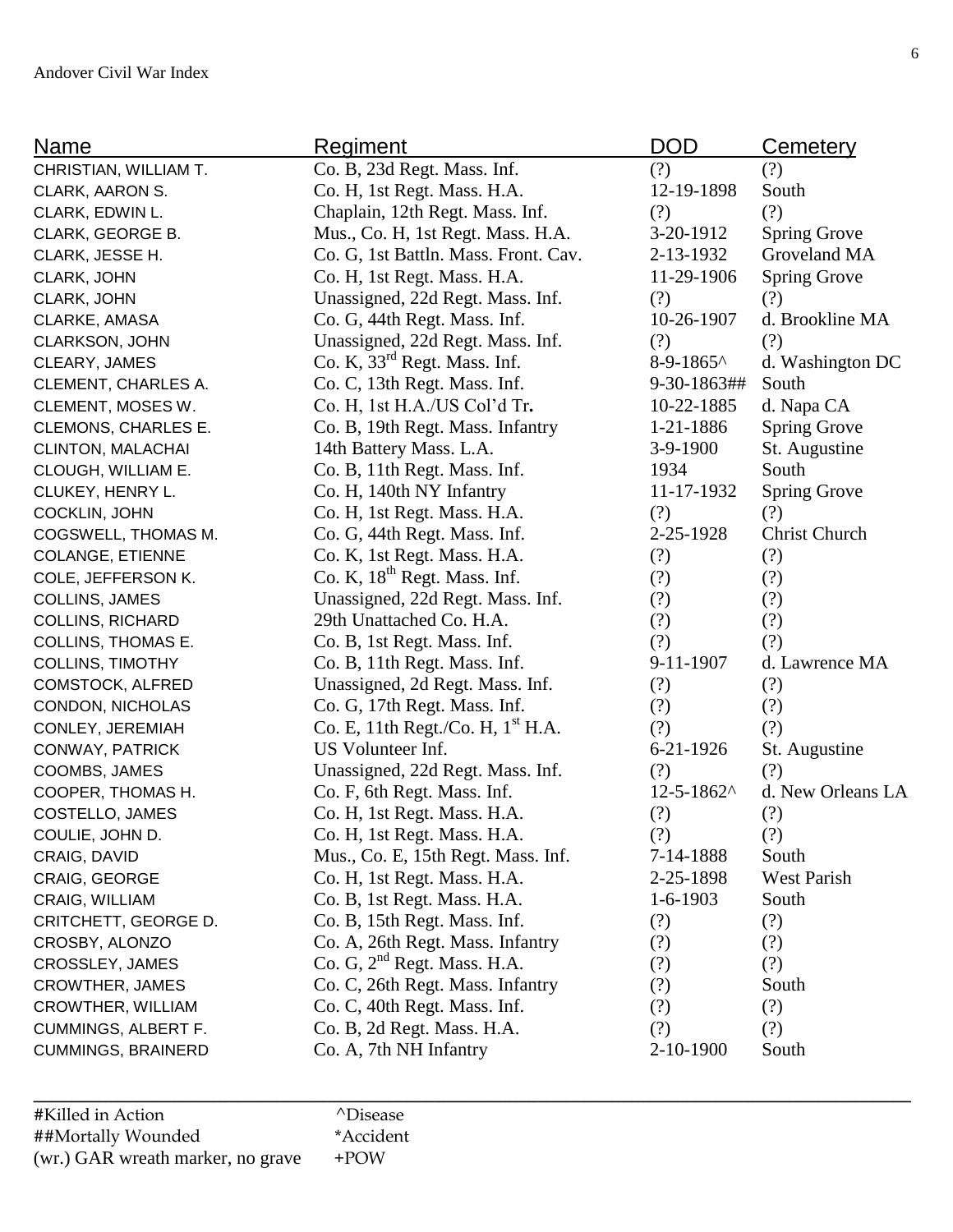| Name | Regiment | DOD | Cemetery |
|---|---|---|---|
| CHRISTIAN, WILLIAM T. | Co. B, 23d Regt. Mass. Inf. | (?) | (?) |
| CLARK, AARON S. | Co. H, 1st Regt. Mass. H.A. | 12-19-1898 | South |
| CLARK, EDWIN L. | Chaplain, 12th Regt. Mass. Inf. | (?) | (?) |
| CLARK, GEORGE B. | Mus., Co. H, 1st Regt. Mass. H.A. | 3-20-1912 | Spring Grove |
| CLARK, JESSE H. | Co. G, 1st Battln. Mass. Front. Cav. | 2-13-1932 | Groveland MA |
| CLARK, JOHN | Co. H, 1st Regt. Mass. H.A. | 11-29-1906 | Spring Grove |
| CLARK, JOHN | Unassigned, 22d Regt. Mass. Inf. | (?) | (?) |
| CLARKE, AMASA | Co. G, 44th Regt. Mass. Inf. | 10-26-1907 | d. Brookline MA |
| CLARKSON, JOHN | Unassigned, 22d Regt. Mass. Inf. | (?) | (?) |
| CLEARY, JAMES | Co. K, 33rd Regt. Mass. Inf. | 8-9-1865^ | d. Washington DC |
| CLEMENT, CHARLES A. | Co. C, 13th Regt. Mass. Inf. | 9-30-1863## | South |
| CLEMENT, MOSES W. | Co. H, 1st H.A./US Col'd Tr. | 10-22-1885 | d. Napa CA |
| CLEMONS, CHARLES E. | Co. B, 19th Regt. Mass. Infantry | 1-21-1886 | Spring Grove |
| CLINTON, MALACHAI | 14th Battery Mass. L.A. | 3-9-1900 | St. Augustine |
| CLOUGH, WILLIAM E. | Co. B, 11th Regt. Mass. Inf. | 1934 | South |
| CLUKEY, HENRY L. | Co. H, 140th NY Infantry | 11-17-1932 | Spring Grove |
| COCKLIN, JOHN | Co. H, 1st Regt. Mass. H.A. | (?) | (?) |
| COGSWELL, THOMAS M. | Co. G, 44th Regt. Mass. Inf. | 2-25-1928 | Christ Church |
| COLANGE, ETIENNE | Co. K, 1st Regt. Mass. H.A. | (?) | (?) |
| COLE, JEFFERSON K. | Co. K, 18th Regt. Mass. Inf. | (?) | (?) |
| COLLINS, JAMES | Unassigned, 22d Regt. Mass. Inf. | (?) | (?) |
| COLLINS, RICHARD | 29th Unattached Co. H.A. | (?) | (?) |
| COLLINS, THOMAS E. | Co. B, 1st Regt. Mass. Inf. | (?) | (?) |
| COLLINS, TIMOTHY | Co. B, 11th Regt. Mass. Inf. | 9-11-1907 | d. Lawrence MA |
| COMSTOCK, ALFRED | Unassigned, 2d Regt. Mass. Inf. | (?) | (?) |
| CONDON, NICHOLAS | Co. G, 17th Regt. Mass. Inf. | (?) | (?) |
| CONLEY, JEREMIAH | Co. E, 11th Regt./Co. H, 1st H.A. | (?) | (?) |
| CONWAY, PATRICK | US Volunteer Inf. | 6-21-1926 | St. Augustine |
| COOMBS, JAMES | Unassigned, 22d Regt. Mass. Inf. | (?) | (?) |
| COOPER, THOMAS H. | Co. F, 6th Regt. Mass. Inf. | 12-5-1862^ | d. New Orleans LA |
| COSTELLO, JAMES | Co. H, 1st Regt. Mass. H.A. | (?) | (?) |
| COULIE, JOHN D. | Co. H, 1st Regt. Mass. H.A. | (?) | (?) |
| CRAIG, DAVID | Mus., Co. E, 15th Regt. Mass. Inf. | 7-14-1888 | South |
| CRAIG, GEORGE | Co. H, 1st Regt. Mass. H.A. | 2-25-1898 | West Parish |
| CRAIG, WILLIAM | Co. B, 1st Regt. Mass. H.A. | 1-6-1903 | South |
| CRITCHETT, GEORGE D. | Co. B, 15th Regt. Mass. Inf. | (?) | (?) |
| CROSBY, ALONZO | Co. A, 26th Regt. Mass. Infantry | (?) | (?) |
| CROSSLEY, JAMES | Co. G, 2nd Regt. Mass. H.A. | (?) | (?) |
| CROWTHER, JAMES | Co. C, 26th Regt. Mass. Infantry | (?) | South |
| CROWTHER, WILLIAM | Co. C, 40th Regt. Mass. Inf. | (?) | (?) |
| CUMMINGS, ALBERT F. | Co. B, 2d Regt. Mass. H.A. | (?) | (?) |
| CUMMINGS, BRAINERD | Co. A, 7th NH Infantry | 2-10-1900 | South |

#Killed in Action — ^Disease
##Mortally Wounded — *Accident
(wr.) GAR wreath marker, no grave — +POW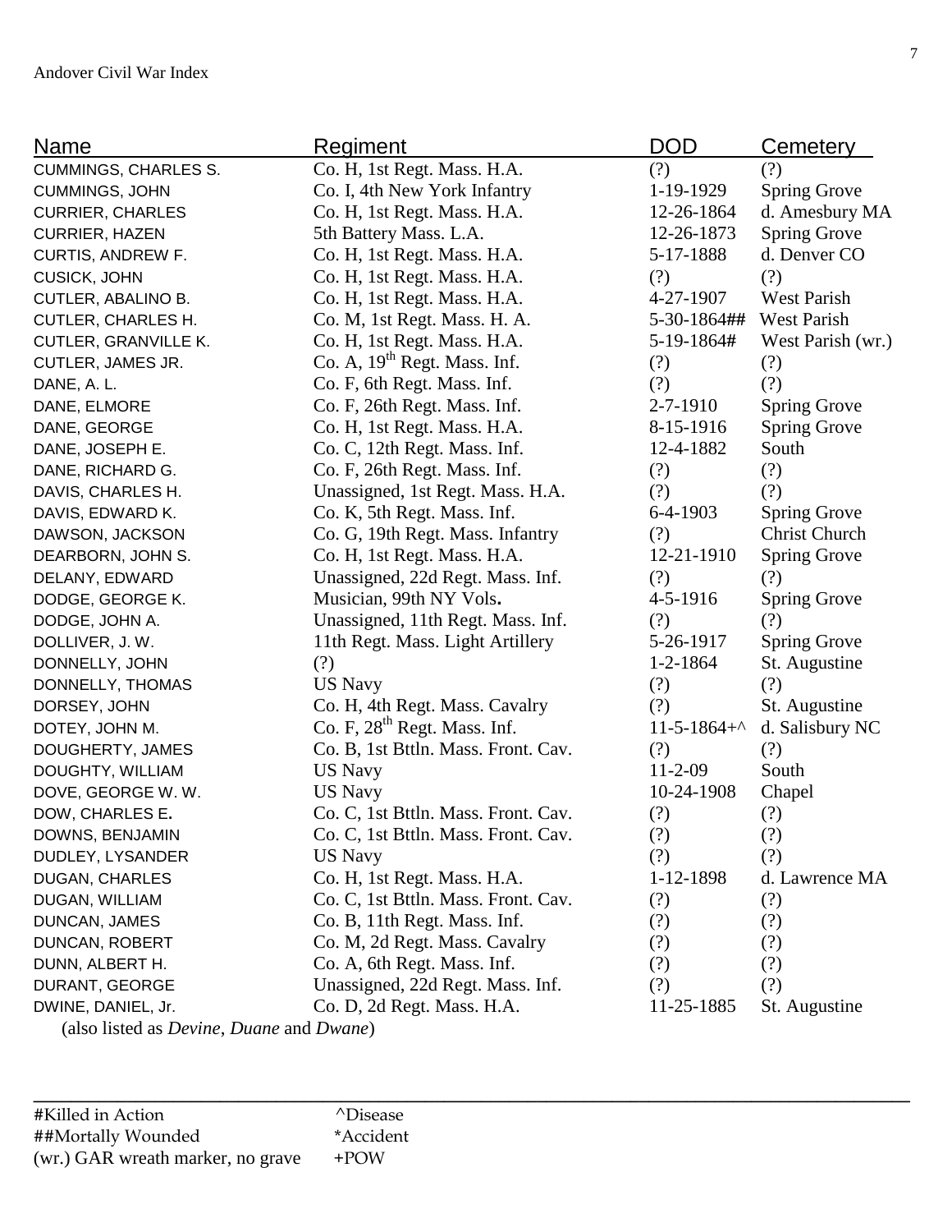| Name | Regiment | DOD | Cemetery |
|---|---|---|---|
| CUMMINGS, CHARLES S. | Co. H, 1st Regt. Mass. H.A. | (?) | (?) |
| CUMMINGS, JOHN | Co. I, 4th New York Infantry | 1-19-1929 | Spring Grove |
| CURRIER, CHARLES | Co. H, 1st Regt. Mass. H.A. | 12-26-1864 | d. Amesbury MA |
| CURRIER, HAZEN | 5th Battery Mass. L.A. | 12-26-1873 | Spring Grove |
| CURTIS, ANDREW F. | Co. H, 1st Regt. Mass. H.A. | 5-17-1888 | d. Denver CO |
| CUSICK, JOHN | Co. H, 1st Regt. Mass. H.A. | (?) | (?) |
| CUTLER, ABALINO B. | Co. H, 1st Regt. Mass. H.A. | 4-27-1907 | West Parish |
| CUTLER, CHARLES H. | Co. M, 1st Regt. Mass. H. A. | 5-30-1864## | West Parish |
| CUTLER, GRANVILLE K. | Co. H, 1st Regt. Mass. H.A. | 5-19-1864# | West Parish (wr.) |
| CUTLER, JAMES JR. | Co. A, 19th Regt. Mass. Inf. | (?) | (?) |
| DANE, A. L. | Co. F, 6th Regt. Mass. Inf. | (?) | (?) |
| DANE, ELMORE | Co. F, 26th Regt. Mass. Inf. | 2-7-1910 | Spring Grove |
| DANE, GEORGE | Co. H, 1st Regt. Mass. H.A. | 8-15-1916 | Spring Grove |
| DANE, JOSEPH E. | Co. C, 12th Regt. Mass. Inf. | 12-4-1882 | South |
| DANE, RICHARD G. | Co. F, 26th Regt. Mass. Inf. | (?) | (?) |
| DAVIS, CHARLES H. | Unassigned, 1st Regt. Mass. H.A. | (?) | (?) |
| DAVIS, EDWARD K. | Co. K, 5th Regt. Mass. Inf. | 6-4-1903 | Spring Grove |
| DAWSON, JACKSON | Co. G, 19th Regt. Mass. Infantry | (?) | Christ Church |
| DEARBORN, JOHN S. | Co. H, 1st Regt. Mass. H.A. | 12-21-1910 | Spring Grove |
| DELANY, EDWARD | Unassigned, 22d Regt. Mass. Inf. | (?) | (?) |
| DODGE, GEORGE K. | Musician, 99th NY Vols**.** | 4-5-1916 | Spring Grove |
| DODGE, JOHN A. | Unassigned, 11th Regt. Mass. Inf. | (?) | (?) |
| DOLLIVER, J. W. | 11th Regt. Mass. Light Artillery | 5-26-1917 | Spring Grove |
| DONNELLY, JOHN | (?) | 1-2-1864 | St. Augustine |
| DONNELLY, THOMAS | US Navy | (?) | (?) |
| DORSEY, JOHN | Co. H, 4th Regt. Mass. Cavalry | (?) | St. Augustine |
| DOTEY, JOHN M. | Co. F, 28th Regt. Mass. Inf. | 11-5-1864+^ | d. Salisbury NC |
| DOUGHERTY, JAMES | Co. B, 1st Bttln. Mass. Front. Cav. | (?) | (?) |
| DOUGHTY, WILLIAM | US Navy | 11-2-09 | South |
| DOVE, GEORGE W. W. | US Navy | 10-24-1908 | Chapel |
| DOW, CHARLES E. | Co. C, 1st Bttln. Mass. Front. Cav. | (?) | (?) |
| DOWNS, BENJAMIN | Co. C, 1st Bttln. Mass. Front. Cav. | (?) | (?) |
| DUDLEY, LYSANDER | US Navy | (?) | (?) |
| DUGAN, CHARLES | Co. H, 1st Regt. Mass. H.A. | 1-12-1898 | d. Lawrence MA |
| DUGAN, WILLIAM | Co. C, 1st Bttln. Mass. Front. Cav. | (?) | (?) |
| DUNCAN, JAMES | Co. B, 11th Regt. Mass. Inf. | (?) | (?) |
| DUNCAN, ROBERT | Co. M, 2d Regt. Mass. Cavalry | (?) | (?) |
| DUNN, ALBERT H. | Co. A, 6th Regt. Mass. Inf. | (?) | (?) |
| DURANT, GEORGE | Unassigned, 22d Regt. Mass. Inf. | (?) | (?) |
| DWINE, DANIEL, Jr. | Co. D, 2d Regt. Mass. H.A. | 11-25-1885 | St. Augustine |

(also listed as *Devine*, *Duane* and *Dwane*)

---

#Killed in Action    ^Disease
##Mortally Wounded    *Accident
(wr.) GAR wreath marker, no grave    +POW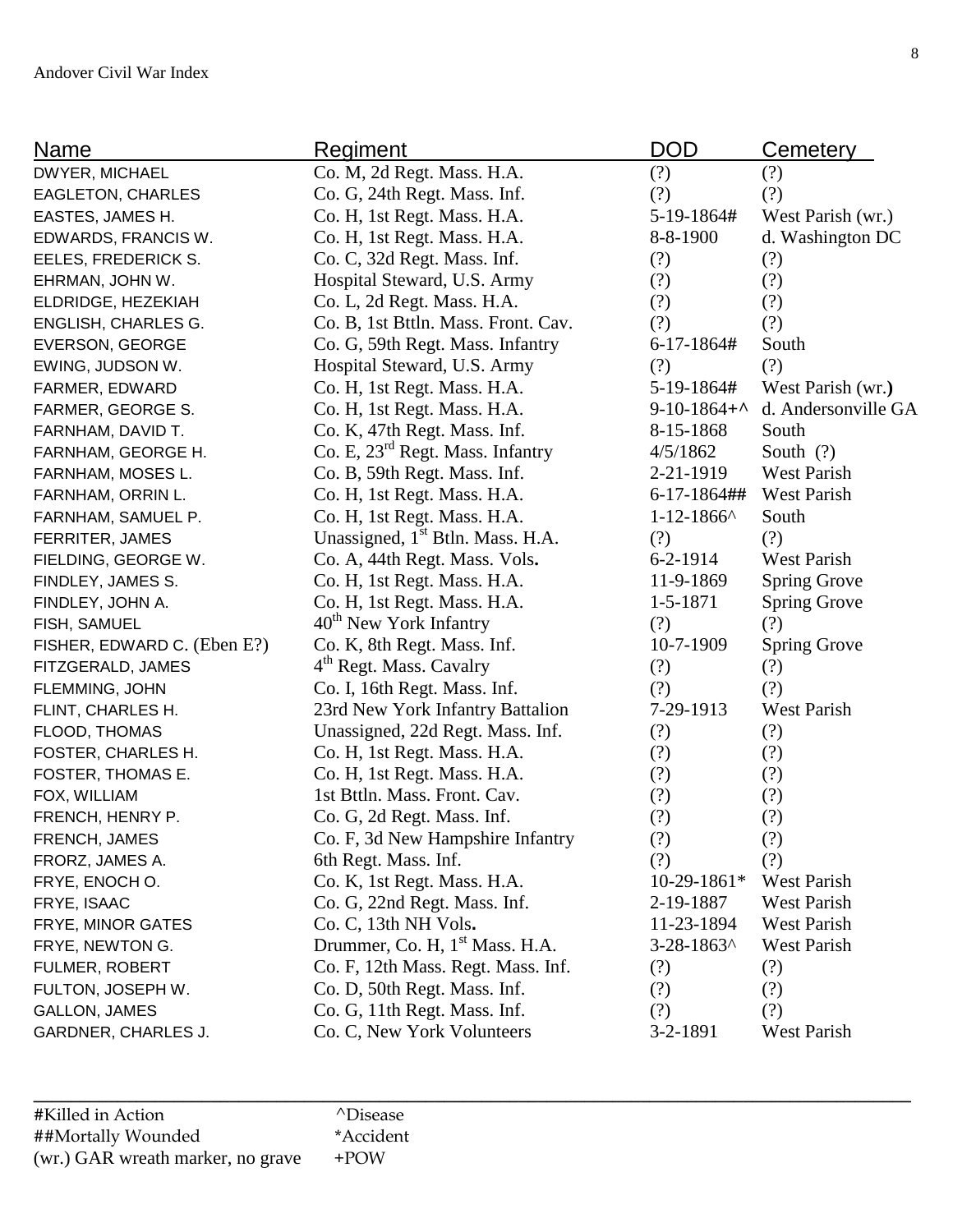| Name | Regiment | DOD | Cemetery |
|---|---|---|---|
| DWYER, MICHAEL | Co. M, 2d Regt. Mass. H.A. | (?) | (?) |
| EAGLETON, CHARLES | Co. G, 24th Regt. Mass. Inf. | (?) | (?) |
| EASTES, JAMES H. | Co. H, 1st Regt. Mass. H.A. | 5-19-1864# | West Parish (wr.) |
| EDWARDS, FRANCIS W. | Co. H, 1st Regt. Mass. H.A. | 8-8-1900 | d. Washington DC |
| EELES, FREDERICK S. | Co. C, 32d Regt. Mass. Inf. | (?) | (?) |
| EHRMAN, JOHN W. | Hospital Steward, U.S. Army | (?) | (?) |
| ELDRIDGE, HEZEKIAH | Co. L, 2d Regt. Mass. H.A. | (?) | (?) |
| ENGLISH, CHARLES G. | Co. B, 1st Bttln. Mass. Front. Cav. | (?) | (?) |
| EVERSON, GEORGE | Co. G, 59th Regt. Mass. Infantry | 6-17-1864# | South |
| EWING, JUDSON W. | Hospital Steward, U.S. Army | (?) | (?) |
| FARMER, EDWARD | Co. H, 1st Regt. Mass. H.A. | 5-19-1864# | West Parish (wr.) |
| FARMER, GEORGE S. | Co. H, 1st Regt. Mass. H.A. | 9-10-1864+^ | d. Andersonville GA |
| FARNHAM, DAVID T. | Co. K, 47th Regt. Mass. Inf. | 8-15-1868 | South |
| FARNHAM, GEORGE H. | Co. E, 23rd Regt. Mass. Infantry | 4/5/1862 | South (?) |
| FARNHAM, MOSES L. | Co. B, 59th Regt. Mass. Inf. | 2-21-1919 | West Parish |
| FARNHAM, ORRIN L. | Co. H, 1st Regt. Mass. H.A. | 6-17-1864## | West Parish |
| FARNHAM, SAMUEL P. | Co. H, 1st Regt. Mass. H.A. | 1-12-1866^ | South |
| FERRITER, JAMES | Unassigned, 1st Btln. Mass. H.A. | (?) | (?) |
| FIELDING, GEORGE W. | Co. A, 44th Regt. Mass. Vols. | 6-2-1914 | West Parish |
| FINDLEY, JAMES S. | Co. H, 1st Regt. Mass. H.A. | 11-9-1869 | Spring Grove |
| FINDLEY, JOHN A. | Co. H, 1st Regt. Mass. H.A. | 1-5-1871 | Spring Grove |
| FISH, SAMUEL | 40th New York Infantry | (?) | (?) |
| FISHER, EDWARD C. (Eben E?) | Co. K, 8th Regt. Mass. Inf. | 10-7-1909 | Spring Grove |
| FITZGERALD, JAMES | 4th Regt. Mass. Cavalry | (?) | (?) |
| FLEMMING, JOHN | Co. I, 16th Regt. Mass. Inf. | (?) | (?) |
| FLINT, CHARLES H. | 23rd New York Infantry Battalion | 7-29-1913 | West Parish |
| FLOOD, THOMAS | Unassigned, 22d Regt. Mass. Inf. | (?) | (?) |
| FOSTER, CHARLES H. | Co. H, 1st Regt. Mass. H.A. | (?) | (?) |
| FOSTER, THOMAS E. | Co. H, 1st Regt. Mass. H.A. | (?) | (?) |
| FOX, WILLIAM | 1st Bttln. Mass. Front. Cav. | (?) | (?) |
| FRENCH, HENRY P. | Co. G, 2d Regt. Mass. Inf. | (?) | (?) |
| FRENCH, JAMES | Co. F, 3d New Hampshire Infantry | (?) | (?) |
| FRORZ, JAMES A. | 6th Regt. Mass. Inf. | (?) | (?) |
| FRYE, ENOCH O. | Co. K, 1st Regt. Mass. H.A. | 10-29-1861* | West Parish |
| FRYE, ISAAC | Co. G, 22nd Regt. Mass. Inf. | 2-19-1887 | West Parish |
| FRYE, MINOR GATES | Co. C, 13th NH Vols. | 11-23-1894 | West Parish |
| FRYE, NEWTON G. | Drummer, Co. H, 1st Mass. H.A. | 3-28-1863^ | West Parish |
| FULMER, ROBERT | Co. F, 12th Mass. Regt. Mass. Inf. | (?) | (?) |
| FULTON, JOSEPH W. | Co. D, 50th Regt. Mass. Inf. | (?) | (?) |
| GALLON, JAMES | Co. G, 11th Regt. Mass. Inf. | (?) | (?) |
| GARDNER, CHARLES J. | Co. C, New York Volunteers | 3-2-1891 | West Parish |

#Killed in Action ^Disease
##Mortally Wounded *Accident
(wr.) GAR wreath marker, no grave +POW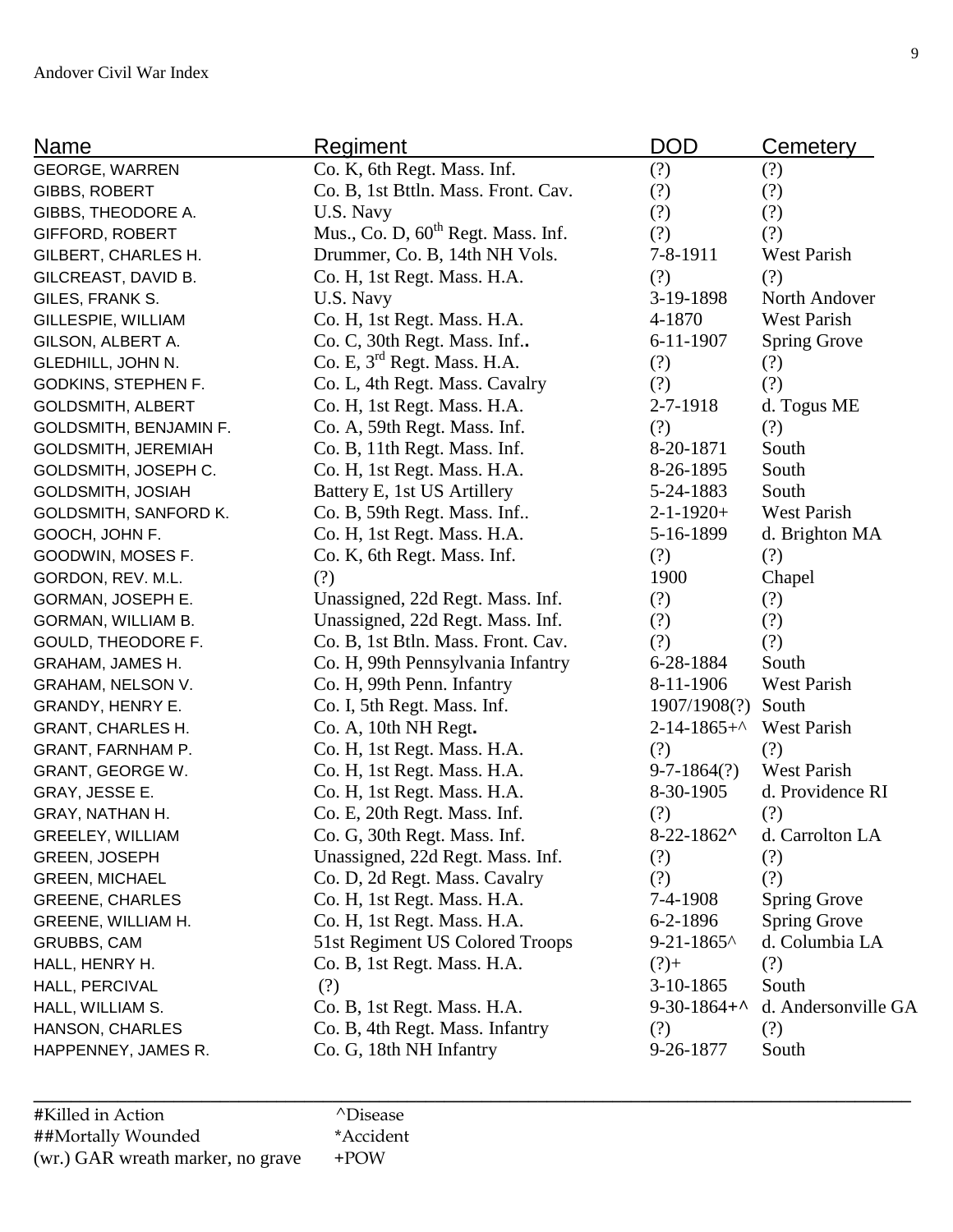| Name | Regiment | DOD | Cemetery |
|---|---|---|---|
| GEORGE, WARREN | Co. K, 6th Regt. Mass. Inf. | (?) | (?) |
| GIBBS, ROBERT | Co. B, 1st Bttln. Mass. Front. Cav. | (?) | (?) |
| GIBBS, THEODORE A. | U.S. Navy | (?) | (?) |
| GIFFORD, ROBERT | Mus., Co. D, 60th Regt. Mass. Inf. | (?) | (?) |
| GILBERT, CHARLES H. | Drummer, Co. B, 14th NH Vols. | 7-8-1911 | West Parish |
| GILCREAST, DAVID B. | Co. H, 1st Regt. Mass. H.A. | (?) | (?) |
| GILES, FRANK S. | U.S. Navy | 3-19-1898 | North Andover |
| GILLESPIE, WILLIAM | Co. H, 1st Regt. Mass. H.A. | 4-1870 | West Parish |
| GILSON, ALBERT A. | Co. C, 30th Regt. Mass. Inf.. | 6-11-1907 | Spring Grove |
| GLEDHILL, JOHN N. | Co. E, 3rd Regt. Mass. H.A. | (?) | (?) |
| GODKINS, STEPHEN F. | Co. L, 4th Regt. Mass. Cavalry | (?) | (?) |
| GOLDSMITH, ALBERT | Co. H, 1st Regt. Mass. H.A. | 2-7-1918 | d. Togus ME |
| GOLDSMITH, BENJAMIN F. | Co. A, 59th Regt. Mass. Inf. | (?) | (?) |
| GOLDSMITH, JEREMIAH | Co. B, 11th Regt. Mass. Inf. | 8-20-1871 | South |
| GOLDSMITH, JOSEPH C. | Co. H, 1st Regt. Mass. H.A. | 8-26-1895 | South |
| GOLDSMITH, JOSIAH | Battery E, 1st US Artillery | 5-24-1883 | South |
| GOLDSMITH, SANFORD K. | Co. B, 59th Regt. Mass. Inf.. | 2-1-1920+ | West Parish |
| GOOCH, JOHN F. | Co. H, 1st Regt. Mass. H.A. | 5-16-1899 | d. Brighton MA |
| GOODWIN, MOSES F. | Co. K, 6th Regt. Mass. Inf. | (?) | (?) |
| GORDON, REV. M.L. | (?) | 1900 | Chapel |
| GORMAN, JOSEPH E. | Unassigned, 22d Regt. Mass. Inf. | (?) | (?) |
| GORMAN, WILLIAM B. | Unassigned, 22d Regt. Mass. Inf. | (?) | (?) |
| GOULD, THEODORE F. | Co. B, 1st Btln. Mass. Front. Cav. | (?) | (?) |
| GRAHAM, JAMES H. | Co. H, 99th Pennsylvania Infantry | 6-28-1884 | South |
| GRAHAM, NELSON V. | Co. H, 99th Penn. Infantry | 8-11-1906 | West Parish |
| GRANDY, HENRY E. | Co. I, 5th Regt. Mass. Inf. | 1907/1908(?) | South |
| GRANT, CHARLES H. | Co. A, 10th NH Regt. | 2-14-1865+^ | West Parish |
| GRANT, FARNHAM P. | Co. H, 1st Regt. Mass. H.A. | (?) | (?) |
| GRANT, GEORGE W. | Co. H, 1st Regt. Mass. H.A. | 9-7-1864(?) | West Parish |
| GRAY, JESSE E. | Co. H, 1st Regt. Mass. H.A. | 8-30-1905 | d. Providence RI |
| GRAY, NATHAN H. | Co. E, 20th Regt. Mass. Inf. | (?) | (?) |
| GREELEY, WILLIAM | Co. G, 30th Regt. Mass. Inf. | 8-22-1862^ | d. Carrolton LA |
| GREEN, JOSEPH | Unassigned, 22d Regt. Mass. Inf. | (?) | (?) |
| GREEN, MICHAEL | Co. D, 2d Regt. Mass. Cavalry | (?) | (?) |
| GREENE, CHARLES | Co. H, 1st Regt. Mass. H.A. | 7-4-1908 | Spring Grove |
| GREENE, WILLIAM H. | Co. H, 1st Regt. Mass. H.A. | 6-2-1896 | Spring Grove |
| GRUBBS, CAM | 51st Regiment US Colored Troops | 9-21-1865^ | d. Columbia LA |
| HALL, HENRY H. | Co. B, 1st Regt. Mass. H.A. | (?)+ | (?) |
| HALL, PERCIVAL | (?) | 3-10-1865 | South |
| HALL, WILLIAM S. | Co. B, 1st Regt. Mass. H.A. | 9-30-1864+^ | d. Andersonville GA |
| HANSON, CHARLES | Co. B, 4th Regt. Mass. Infantry | (?) | (?) |
| HAPPENNEY, JAMES R. | Co. G, 18th NH Infantry | 9-26-1877 | South |

#Killed in Action ^Disease
##Mortally Wounded *Accident
(wr.) GAR wreath marker, no grave +POW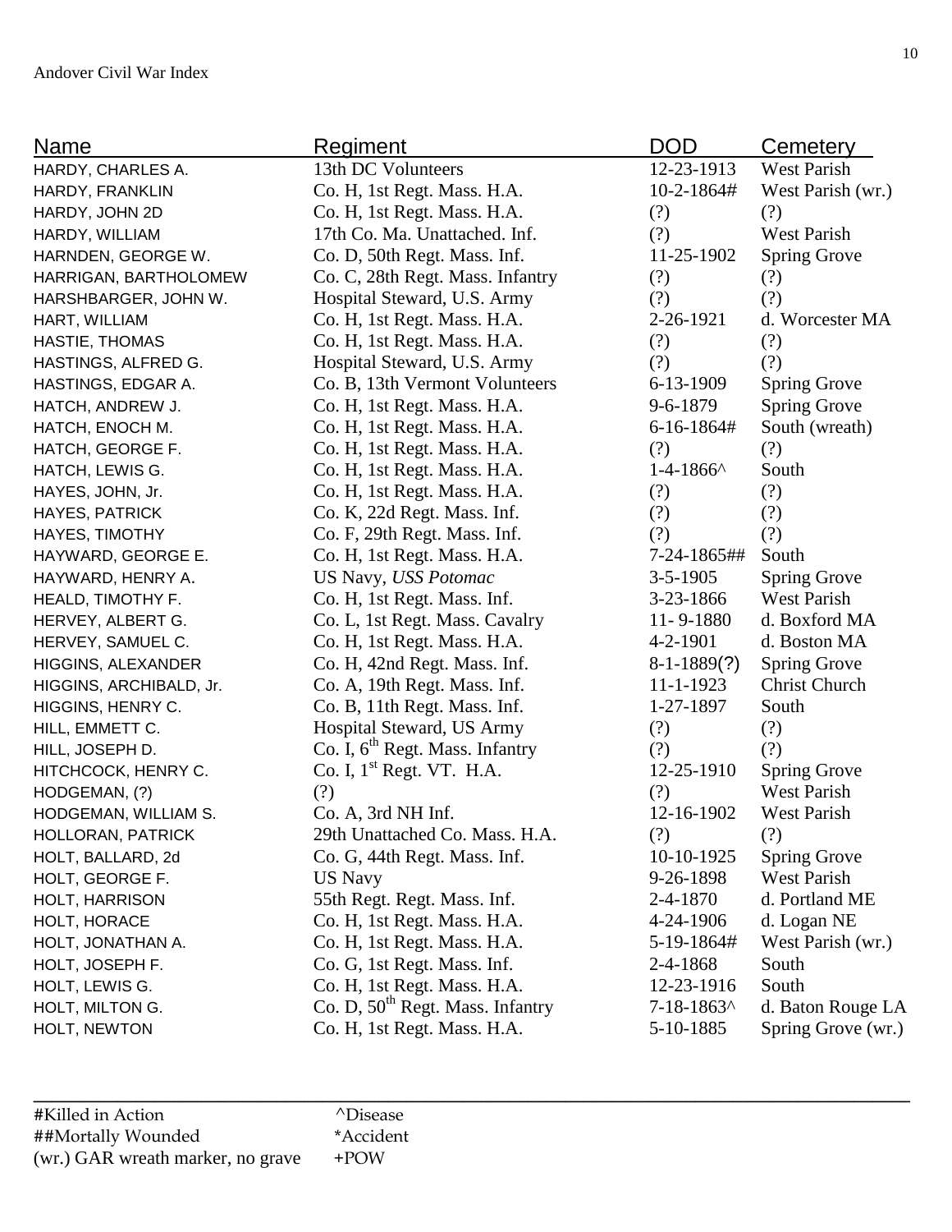| Name | Regiment | DOD | Cemetery |
|---|---|---|---|
| HARDY, CHARLES A. | 13th DC Volunteers | 12-23-1913 | West Parish |
| HARDY, FRANKLIN | Co. H, 1st Regt. Mass. H.A. | 10-2-1864# | West Parish (wr.) |
| HARDY, JOHN 2D | Co. H, 1st Regt. Mass. H.A. | (?) | (?) |
| HARDY, WILLIAM | 17th Co. Ma. Unattached. Inf. | (?) | West Parish |
| HARNDEN, GEORGE W. | Co. D, 50th Regt. Mass. Inf. | 11-25-1902 | Spring Grove |
| HARRIGAN, BARTHOLOMEW | Co. C, 28th Regt. Mass. Infantry | (?) | (?) |
| HARSHBARGER, JOHN W. | Hospital Steward, U.S. Army | (?) | (?) |
| HART, WILLIAM | Co. H, 1st Regt. Mass. H.A. | 2-26-1921 | d. Worcester MA |
| HASTIE, THOMAS | Co. H, 1st Regt. Mass. H.A. | (?) | (?) |
| HASTINGS, ALFRED G. | Hospital Steward, U.S. Army | (?) | (?) |
| HASTINGS, EDGAR A. | Co. B, 13th Vermont Volunteers | 6-13-1909 | Spring Grove |
| HATCH, ANDREW J. | Co. H, 1st Regt. Mass. H.A. | 9-6-1879 | Spring Grove |
| HATCH, ENOCH M. | Co. H, 1st Regt. Mass. H.A. | 6-16-1864# | South (wreath) |
| HATCH, GEORGE F. | Co. H, 1st Regt. Mass. H.A. | (?) | (?) |
| HATCH, LEWIS G. | Co. H, 1st Regt. Mass. H.A. | 1-4-1866^ | South |
| HAYES, JOHN, Jr. | Co. H, 1st Regt. Mass. H.A. | (?) | (?) |
| HAYES, PATRICK | Co. K, 22d Regt. Mass. Inf. | (?) | (?) |
| HAYES, TIMOTHY | Co. F, 29th Regt. Mass. Inf. | (?) | (?) |
| HAYWARD, GEORGE E. | Co. H, 1st Regt. Mass. H.A. | 7-24-1865## | South |
| HAYWARD, HENRY A. | US Navy, *USS Potomac* | 3-5-1905 | Spring Grove |
| HEALD, TIMOTHY F. | Co. H, 1st Regt. Mass. Inf. | 3-23-1866 | West Parish |
| HERVEY, ALBERT G. | Co. L, 1st Regt. Mass. Cavalry | 11- 9-1880 | d. Boxford MA |
| HERVEY, SAMUEL C. | Co. H, 1st Regt. Mass. H.A. | 4-2-1901 | d. Boston MA |
| HIGGINS, ALEXANDER | Co. H, 42nd Regt. Mass. Inf. | 8-1-1889(?) | Spring Grove |
| HIGGINS, ARCHIBALD, Jr. | Co. A, 19th Regt. Mass. Inf. | 11-1-1923 | Christ Church |
| HIGGINS, HENRY C. | Co. B, 11th Regt. Mass. Inf. | 1-27-1897 | South |
| HILL, EMMETT C. | Hospital Steward, US Army | (?) | (?) |
| HILL, JOSEPH D. | Co. I, 6th Regt. Mass. Infantry | (?) | (?) |
| HITCHCOCK, HENRY C. | Co. I, 1st Regt. VT. H.A. | 12-25-1910 | Spring Grove |
| HODGEMAN, (?) | (?) | (?) | West Parish |
| HODGEMAN, WILLIAM S. | Co. A, 3rd NH Inf. | 12-16-1902 | West Parish |
| HOLLORAN, PATRICK | 29th Unattached Co. Mass. H.A. | (?) | (?) |
| HOLT, BALLARD, 2d | Co. G, 44th Regt. Mass. Inf. | 10-10-1925 | Spring Grove |
| HOLT, GEORGE F. | US Navy | 9-26-1898 | West Parish |
| HOLT, HARRISON | 55th Regt. Regt. Mass. Inf. | 2-4-1870 | d. Portland ME |
| HOLT, HORACE | Co. H, 1st Regt. Mass. H.A. | 4-24-1906 | d. Logan NE |
| HOLT, JONATHAN A. | Co. H, 1st Regt. Mass. H.A. | 5-19-1864# | West Parish (wr.) |
| HOLT, JOSEPH F. | Co. G, 1st Regt. Mass. Inf. | 2-4-1868 | South |
| HOLT, LEWIS G. | Co. H, 1st Regt. Mass. H.A. | 12-23-1916 | South |
| HOLT, MILTON G. | Co. D, 50th Regt. Mass. Infantry | 7-18-1863^ | d. Baton Rouge LA |
| HOLT, NEWTON | Co. H, 1st Regt. Mass. H.A. | 5-10-1885 | Spring Grove (wr.) |

#Killed in Action ^Disease
##Mortally Wounded *Accident
(wr.) GAR wreath marker, no grave +POW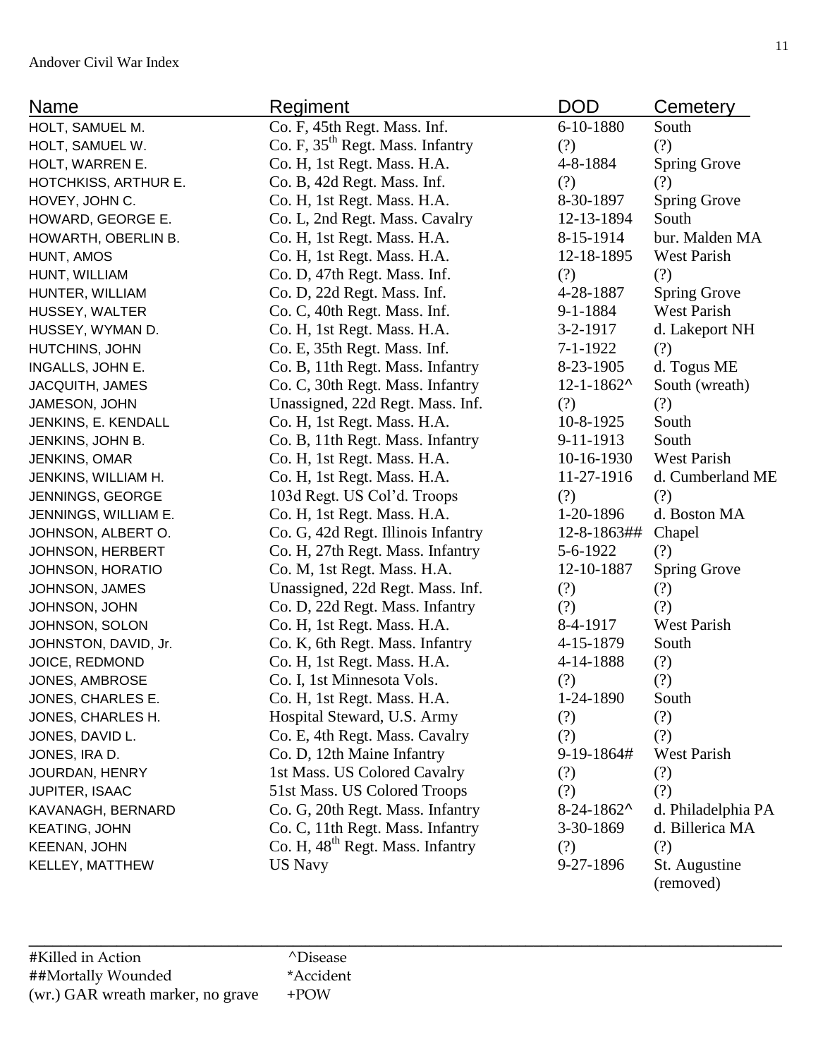| Name | Regiment | DOD | Cemetery |
|---|---|---|---|
| HOLT, SAMUEL M. | Co. F, 45th Regt. Mass. Inf. | 6-10-1880 | South |
| HOLT, SAMUEL W. | Co. F, 35th Regt. Mass. Infantry | (?) | (?) |
| HOLT, WARREN E. | Co. H, 1st Regt. Mass. H.A. | 4-8-1884 | Spring Grove |
| HOTCHKISS, ARTHUR E. | Co. B, 42d Regt. Mass. Inf. | (?) | (?) |
| HOVEY, JOHN C. | Co. H, 1st Regt. Mass. H.A. | 8-30-1897 | Spring Grove |
| HOWARD, GEORGE E. | Co. L, 2nd Regt. Mass. Cavalry | 12-13-1894 | South |
| HOWARTH, OBERLIN B. | Co. H, 1st Regt. Mass. H.A. | 8-15-1914 | bur. Malden MA |
| HUNT, AMOS | Co. H, 1st Regt. Mass. H.A. | 12-18-1895 | West Parish |
| HUNT, WILLIAM | Co. D, 47th Regt. Mass. Inf. | (?) | (?) |
| HUNTER, WILLIAM | Co. D, 22d Regt. Mass. Inf. | 4-28-1887 | Spring Grove |
| HUSSEY, WALTER | Co. C, 40th Regt. Mass. Inf. | 9-1-1884 | West Parish |
| HUSSEY, WYMAN D. | Co. H, 1st Regt. Mass. H.A. | 3-2-1917 | d. Lakeport NH |
| HUTCHINS, JOHN | Co. E, 35th Regt. Mass. Inf. | 7-1-1922 | (?) |
| INGALLS, JOHN E. | Co. B, 11th Regt. Mass. Infantry | 8-23-1905 | d. Togus ME |
| JACQUITH, JAMES | Co. C, 30th Regt. Mass. Infantry | 12-1-1862^ | South (wreath) |
| JAMESON, JOHN | Unassigned, 22d Regt. Mass. Inf. | (?) | (?) |
| JENKINS, E. KENDALL | Co. H, 1st Regt. Mass. H.A. | 10-8-1925 | South |
| JENKINS, JOHN B. | Co. B, 11th Regt. Mass. Infantry | 9-11-1913 | South |
| JENKINS, OMAR | Co. H, 1st Regt. Mass. H.A. | 10-16-1930 | West Parish |
| JENKINS, WILLIAM H. | Co. H, 1st Regt. Mass. H.A. | 11-27-1916 | d. Cumberland ME |
| JENNINGS, GEORGE | 103d Regt. US Col'd. Troops | (?) | (?) |
| JENNINGS, WILLIAM E. | Co. H, 1st Regt. Mass. H.A. | 1-20-1896 | d. Boston MA |
| JOHNSON, ALBERT O. | Co. G, 42d Regt. Illinois Infantry | 12-8-1863## | Chapel |
| JOHNSON, HERBERT | Co. H, 27th Regt. Mass. Infantry | 5-6-1922 | (?) |
| JOHNSON, HORATIO | Co. M, 1st Regt. Mass. H.A. | 12-10-1887 | Spring Grove |
| JOHNSON, JAMES | Unassigned, 22d Regt. Mass. Inf. | (?) | (?) |
| JOHNSON, JOHN | Co. D, 22d Regt. Mass. Infantry | (?) | (?) |
| JOHNSON, SOLON | Co. H, 1st Regt. Mass. H.A. | 8-4-1917 | West Parish |
| JOHNSTON, DAVID, Jr. | Co. K, 6th Regt. Mass. Infantry | 4-15-1879 | South |
| JOICE, REDMOND | Co. H, 1st Regt. Mass. H.A. | 4-14-1888 | (?) |
| JONES, AMBROSE | Co. I, 1st Minnesota Vols. | (?) | (?) |
| JONES, CHARLES E. | Co. H, 1st Regt. Mass. H.A. | 1-24-1890 | South |
| JONES, CHARLES H. | Hospital Steward, U.S. Army | (?) | (?) |
| JONES, DAVID L. | Co. E, 4th Regt. Mass. Cavalry | (?) | (?) |
| JONES, IRA D. | Co. D, 12th Maine Infantry | 9-19-1864# | West Parish |
| JOURDAN, HENRY | 1st Mass. US Colored Cavalry | (?) | (?) |
| JUPITER, ISAAC | 51st Mass. US Colored Troops | (?) | (?) |
| KAVANAGH, BERNARD | Co. G, 20th Regt. Mass. Infantry | 8-24-1862^ | d. Philadelphia PA |
| KEATING, JOHN | Co. C, 11th Regt. Mass. Infantry | 3-30-1869 | d. Billerica MA |
| KEENAN, JOHN | Co. H, 48th Regt. Mass. Infantry | (?) | (?) |
| KELLEY, MATTHEW | US Navy | 9-27-1896 | St. Augustine (removed) |

#Killed in Action ^Disease
##Mortally Wounded *Accident
(wr.) GAR wreath marker, no grave +POW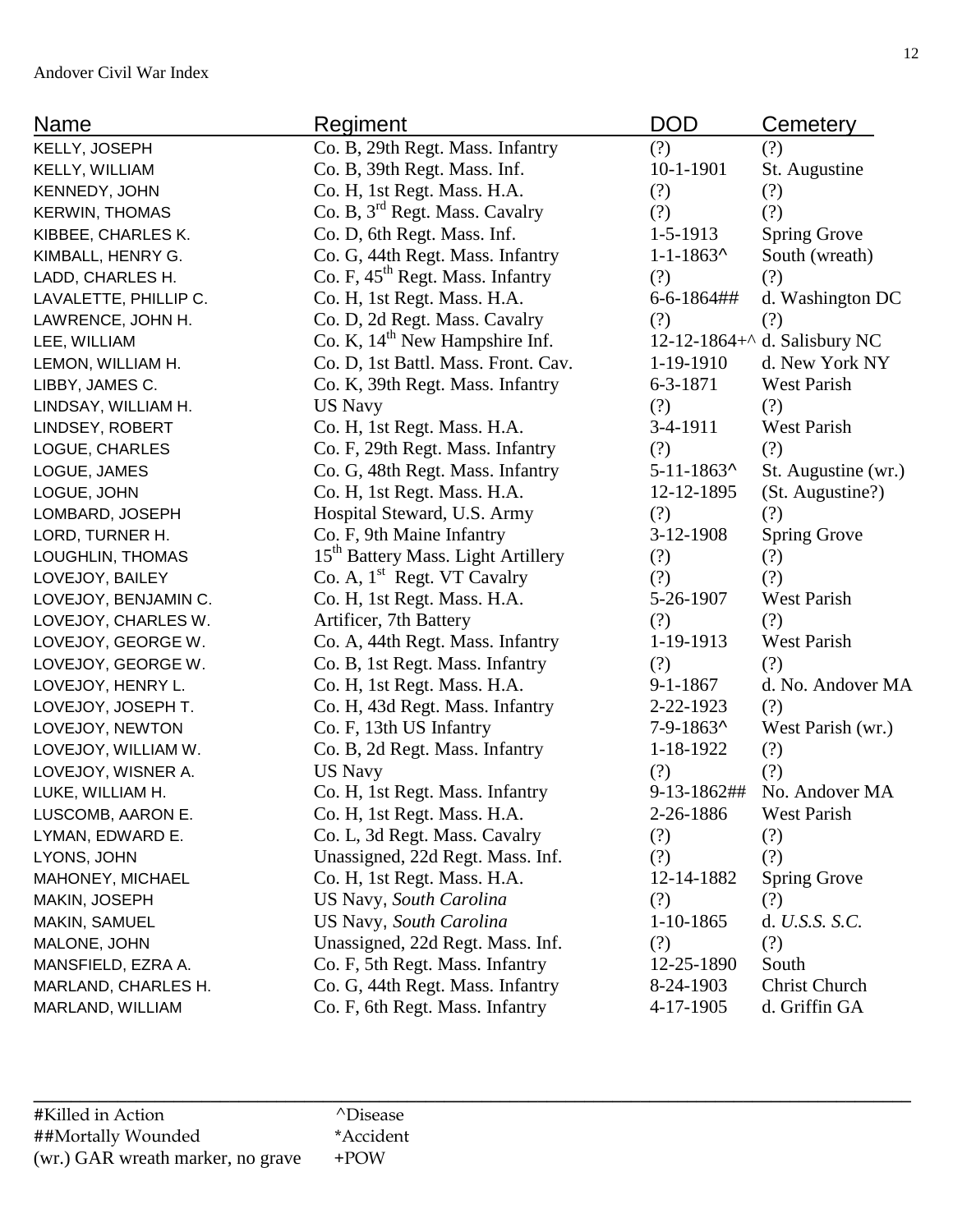| Name | Regiment | DOD | Cemetery |
|---|---|---|---|
| KELLY, JOSEPH | Co. B, 29th Regt. Mass. Infantry | (?) | (?) |
| KELLY, WILLIAM | Co. B, 39th Regt. Mass. Inf. | 10-1-1901 | St. Augustine |
| KENNEDY, JOHN | Co. H, 1st Regt. Mass. H.A. | (?) | (?) |
| KERWIN, THOMAS | Co. B, 3rd Regt. Mass. Cavalry | (?) | (?) |
| KIBBEE, CHARLES K. | Co. D, 6th Regt. Mass. Inf. | 1-5-1913 | Spring Grove |
| KIMBALL, HENRY G. | Co. G, 44th Regt. Mass. Infantry | 1-1-1863^ | South (wreath) |
| LADD, CHARLES H. | Co. F, 45th Regt. Mass. Infantry | (?) | (?) |
| LAVALETTE, PHILLIP C. | Co. H, 1st Regt. Mass. H.A. | 6-6-1864## | d. Washington DC |
| LAWRENCE, JOHN H. | Co. D, 2d Regt. Mass. Cavalry | (?) | (?) |
| LEE, WILLIAM | Co. K, 14th New Hampshire Inf. | 12-12-1864+^ | d. Salisbury NC |
| LEMON, WILLIAM H. | Co. D, 1st Battl. Mass. Front. Cav. | 1-19-1910 | d. New York NY |
| LIBBY, JAMES C. | Co. K, 39th Regt. Mass. Infantry | 6-3-1871 | West Parish |
| LINDSAY, WILLIAM H. | US Navy | (?) | (?) |
| LINDSEY, ROBERT | Co. H, 1st Regt. Mass. H.A. | 3-4-1911 | West Parish |
| LOGUE, CHARLES | Co. F, 29th Regt. Mass. Infantry | (?) | (?) |
| LOGUE, JAMES | Co. G, 48th Regt. Mass. Infantry | 5-11-1863^ | St. Augustine (wr.) |
| LOGUE, JOHN | Co. H, 1st Regt. Mass. H.A. | 12-12-1895 | (St. Augustine?) |
| LOMBARD, JOSEPH | Hospital Steward, U.S. Army | (?) | (?) |
| LORD, TURNER H. | Co. F, 9th Maine Infantry | 3-12-1908 | Spring Grove |
| LOUGHLIN, THOMAS | 15th Battery Mass. Light Artillery | (?) | (?) |
| LOVEJOY, BAILEY | Co. A, 1st Regt. VT Cavalry | (?) | (?) |
| LOVEJOY, BENJAMIN C. | Co. H, 1st Regt. Mass. H.A. | 5-26-1907 | West Parish |
| LOVEJOY, CHARLES W. | Artificer, 7th Battery | (?) | (?) |
| LOVEJOY, GEORGE W. | Co. A, 44th Regt. Mass. Infantry | 1-19-1913 | West Parish |
| LOVEJOY, GEORGE W. | Co. B, 1st Regt. Mass. Infantry | (?) | (?) |
| LOVEJOY, HENRY L. | Co. H, 1st Regt. Mass. H.A. | 9-1-1867 | d. No. Andover MA |
| LOVEJOY, JOSEPH T. | Co. H, 43d Regt. Mass. Infantry | 2-22-1923 | (?) |
| LOVEJOY, NEWTON | Co. F, 13th US Infantry | 7-9-1863^ | West Parish (wr.) |
| LOVEJOY, WILLIAM W. | Co. B, 2d Regt. Mass. Infantry | 1-18-1922 | (?) |
| LOVEJOY, WISNER A. | US Navy | (?) | (?) |
| LUKE, WILLIAM H. | Co. H, 1st Regt. Mass. Infantry | 9-13-1862## | No. Andover MA |
| LUSCOMB, AARON E. | Co. H, 1st Regt. Mass. H.A. | 2-26-1886 | West Parish |
| LYMAN, EDWARD E. | Co. L, 3d Regt. Mass. Cavalry | (?) | (?) |
| LYONS, JOHN | Unassigned, 22d Regt. Mass. Inf. | (?) | (?) |
| MAHONEY, MICHAEL | Co. H, 1st Regt. Mass. H.A. | 12-14-1882 | Spring Grove |
| MAKIN, JOSEPH | US Navy, *South Carolina* | (?) | (?) |
| MAKIN, SAMUEL | US Navy, *South Carolina* | 1-10-1865 | d. *U.S.S. S.C.* |
| MALONE, JOHN | Unassigned, 22d Regt. Mass. Inf. | (?) | (?) |
| MANSFIELD, EZRA A. | Co. F, 5th Regt. Mass. Infantry | 12-25-1890 | South |
| MARLAND, CHARLES H. | Co. G, 44th Regt. Mass. Infantry | 8-24-1903 | Christ Church |
| MARLAND, WILLIAM | Co. F, 6th Regt. Mass. Infantry | 4-17-1905 | d. Griffin GA |

#Killed in Action ^Disease
##Mortally Wounded *Accident
(wr.) GAR wreath marker, no grave +POW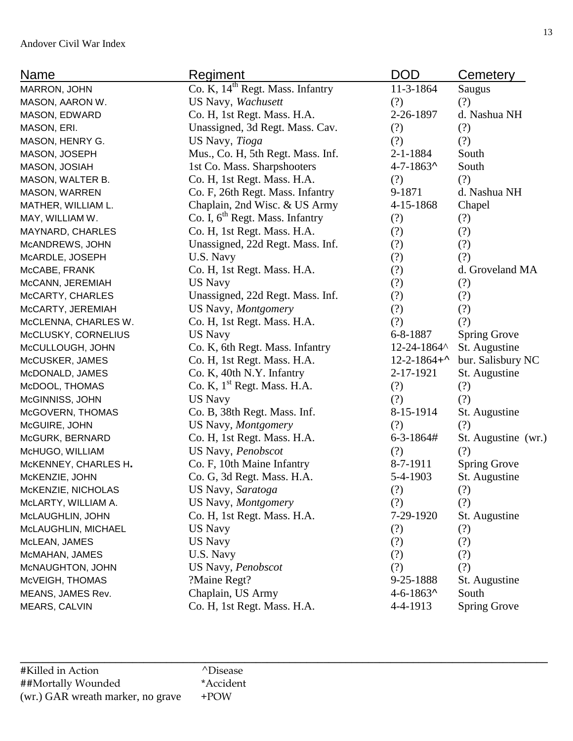| Name | Regiment | DOD | Cemetery |
|---|---|---|---|
| MARRON, JOHN | Co. K, 14th Regt. Mass. Infantry | 11-3-1864 | Saugus |
| MASON, AARON W. | US Navy, *Wachusett* | (?) | (?) |
| MASON, EDWARD | Co. H, 1st Regt. Mass. H.A. | 2-26-1897 | d. Nashua NH |
| MASON, ERI. | Unassigned, 3d Regt. Mass. Cav. | (?) | (?) |
| MASON, HENRY G. | US Navy, *Tioga* | (?) | (?) |
| MASON, JOSEPH | Mus., Co. H, 5th Regt. Mass. Inf. | 2-1-1884 | South |
| MASON, JOSIAH | 1st Co. Mass. Sharpshooters | 4-7-1863^ | South |
| MASON, WALTER B. | Co. H, 1st Regt. Mass. H.A. | (?) | (?) |
| MASON, WARREN | Co. F, 26th Regt. Mass. Infantry | 9-1871 | d. Nashua NH |
| MATHER, WILLIAM L. | Chaplain, 2nd Wisc. & US Army | 4-15-1868 | Chapel |
| MAY, WILLIAM W. | Co. I, 6th Regt. Mass. Infantry | (?) | (?) |
| MAYNARD, CHARLES | Co. H, 1st Regt. Mass. H.A. | (?) | (?) |
| McANDREWS, JOHN | Unassigned, 22d Regt. Mass. Inf. | (?) | (?) |
| McARDLE, JOSEPH | U.S. Navy | (?) | (?) |
| McCABE, FRANK | Co. H, 1st Regt. Mass. H.A. | (?) | d. Groveland MA |
| McCANN, JEREMIAH | US Navy | (?) | (?) |
| McCARTY, CHARLES | Unassigned, 22d Regt. Mass. Inf. | (?) | (?) |
| McCARTY, JEREMIAH | US Navy, *Montgomery* | (?) | (?) |
| McCLENNA, CHARLES W. | Co. H, 1st Regt. Mass. H.A. | (?) | (?) |
| McCLUSKY, CORNELIUS | US Navy | 6-8-1887 | Spring Grove |
| McCULLOUGH, JOHN | Co. K, 6th Regt. Mass. Infantry | 12-24-1864^ | St. Augustine |
| McCUSKER, JAMES | Co. H, 1st Regt. Mass. H.A. | 12-2-1864+^ | bur. Salisbury NC |
| McDONALD, JAMES | Co. K, 40th N.Y. Infantry | 2-17-1921 | St. Augustine |
| McDOOL, THOMAS | Co. K, 1st Regt. Mass. H.A. | (?) | (?) |
| McGINNISS, JOHN | US Navy | (?) | (?) |
| McGOVERN, THOMAS | Co. B, 38th Regt. Mass. Inf. | 8-15-1914 | St. Augustine |
| McGUIRE, JOHN | US Navy, *Montgomery* | (?) | (?) |
| McGURK, BERNARD | Co. H, 1st Regt. Mass. H.A. | 6-3-1864# | St. Augustine (wr.) |
| McHUGO, WILLIAM | US Navy, *Penobscot* | (?) | (?) |
| McKENNEY, CHARLES H. | Co. F, 10th Maine Infantry | 8-7-1911 | Spring Grove |
| McKENZIE, JOHN | Co. G, 3d Regt. Mass. H.A. | 5-4-1903 | St. Augustine |
| McKENZIE, NICHOLAS | US Navy, *Saratoga* | (?) | (?) |
| McLARTY, WILLIAM A. | US Navy, *Montgomery* | (?) | (?) |
| McLAUGHLIN, JOHN | Co. H, 1st Regt. Mass. H.A. | 7-29-1920 | St. Augustine |
| McLAUGHLIN, MICHAEL | US Navy | (?) | (?) |
| McLEAN, JAMES | US Navy | (?) | (?) |
| McMAHAN, JAMES | U.S. Navy | (?) | (?) |
| McNAUGHTON, JOHN | US Navy, *Penobscot* | (?) | (?) |
| McVEIGH, THOMAS | ?Maine Regt? | 9-25-1888 | St. Augustine |
| MEANS, JAMES Rev. | Chaplain, US Army | 4-6-1863^ | South |
| MEARS, CALVIN | Co. H, 1st Regt. Mass. H.A. | 4-4-1913 | Spring Grove |

#Killed in Action ^Disease
##Mortally Wounded *Accident
(wr.) GAR wreath marker, no grave +POW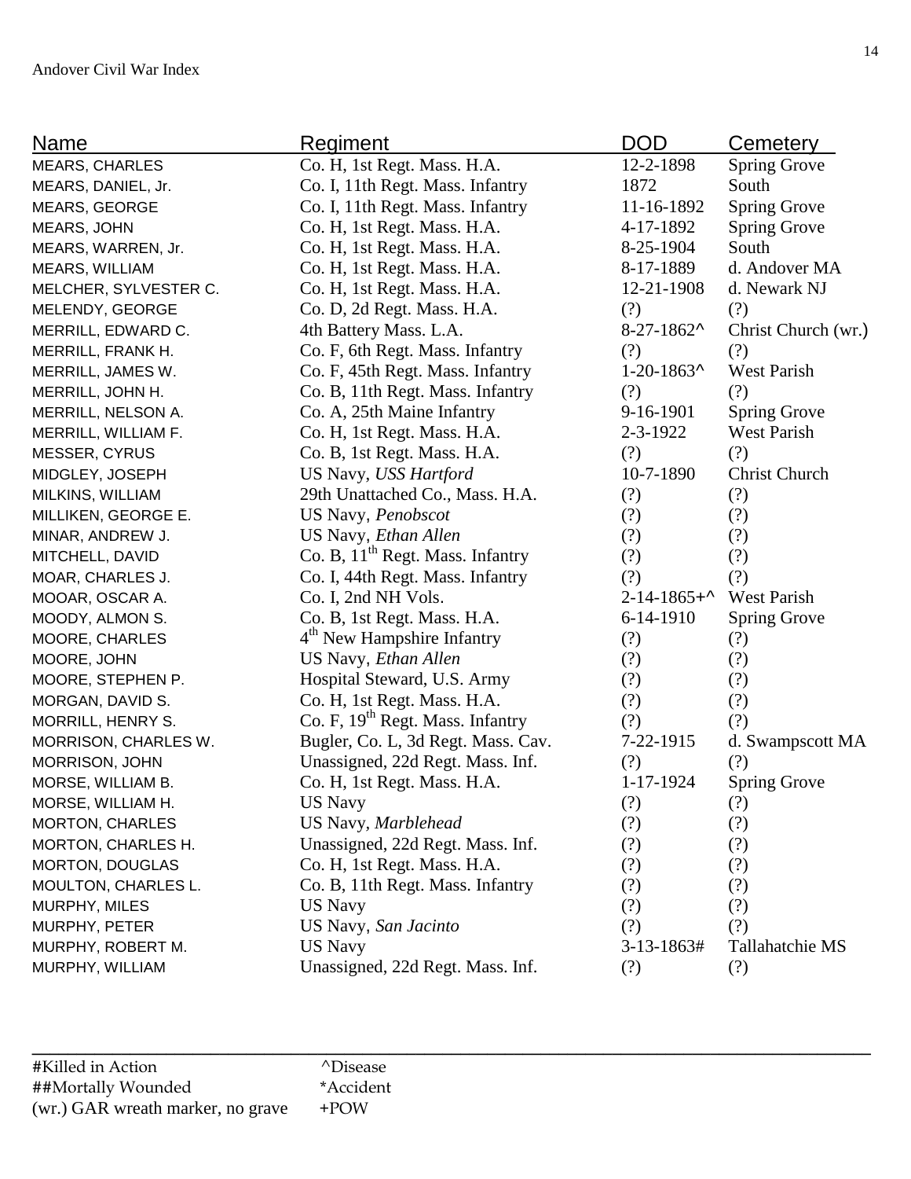| Name | Regiment | DOD | Cemetery |
|---|---|---|---|
| MEARS, CHARLES | Co. H, 1st Regt. Mass. H.A. | 12-2-1898 | Spring Grove |
| MEARS, DANIEL, Jr. | Co. I, 11th Regt. Mass. Infantry | 1872 | South |
| MEARS, GEORGE | Co. I, 11th Regt. Mass. Infantry | 11-16-1892 | Spring Grove |
| MEARS, JOHN | Co. H, 1st Regt. Mass. H.A. | 4-17-1892 | Spring Grove |
| MEARS, WARREN, Jr. | Co. H, 1st Regt. Mass. H.A. | 8-25-1904 | South |
| MEARS, WILLIAM | Co. H, 1st Regt. Mass. H.A. | 8-17-1889 | d. Andover MA |
| MELCHER, SYLVESTER C. | Co. H, 1st Regt. Mass. H.A. | 12-21-1908 | d. Newark NJ |
| MELENDY, GEORGE | Co. D, 2d Regt. Mass. H.A. | (?) | (?) |
| MERRILL, EDWARD C. | 4th Battery Mass. L.A. | 8-27-1862^ | Christ Church (wr.) |
| MERRILL, FRANK H. | Co. F, 6th Regt. Mass. Infantry | (?) | (?) |
| MERRILL, JAMES W. | Co. F, 45th Regt. Mass. Infantry | 1-20-1863^ | West Parish |
| MERRILL, JOHN H. | Co. B, 11th Regt. Mass. Infantry | (?) | (?) |
| MERRILL, NELSON A. | Co. A, 25th Maine Infantry | 9-16-1901 | Spring Grove |
| MERRILL, WILLIAM F. | Co. H, 1st Regt. Mass. H.A. | 2-3-1922 | West Parish |
| MESSER, CYRUS | Co. B, 1st Regt. Mass. H.A. | (?) | (?) |
| MIDGLEY, JOSEPH | US Navy, *USS Hartford* | 10-7-1890 | Christ Church |
| MILKINS, WILLIAM | 29th Unattached Co., Mass. H.A. | (?) | (?) |
| MILLIKEN, GEORGE E. | US Navy, *Penobscot* | (?) | (?) |
| MINAR, ANDREW J. | US Navy, *Ethan Allen* | (?) | (?) |
| MITCHELL, DAVID | Co. B, 11th Regt. Mass. Infantry | (?) | (?) |
| MOAR, CHARLES J. | Co. I, 44th Regt. Mass. Infantry | (?) | (?) |
| MOOAR, OSCAR A. | Co. I, 2nd NH Vols. | 2-14-1865+^ | West Parish |
| MOODY, ALMON S. | Co. B, 1st Regt. Mass. H.A. | 6-14-1910 | Spring Grove |
| MOORE, CHARLES | 4th New Hampshire Infantry | (?) | (?) |
| MOORE, JOHN | US Navy, *Ethan Allen* | (?) | (?) |
| MOORE, STEPHEN P. | Hospital Steward, U.S. Army | (?) | (?) |
| MORGAN, DAVID S. | Co. H, 1st Regt. Mass. H.A. | (?) | (?) |
| MORRILL, HENRY S. | Co. F, 19th Regt. Mass. Infantry | (?) | (?) |
| MORRISON, CHARLES W. | Bugler, Co. L, 3d Regt. Mass. Cav. | 7-22-1915 | d. Swampscott MA |
| MORRISON, JOHN | Unassigned, 22d Regt. Mass. Inf. | (?) | (?) |
| MORSE, WILLIAM B. | Co. H, 1st Regt. Mass. H.A. | 1-17-1924 | Spring Grove |
| MORSE, WILLIAM H. | US Navy | (?) | (?) |
| MORTON, CHARLES | US Navy, *Marblehead* | (?) | (?) |
| MORTON, CHARLES H. | Unassigned, 22d Regt. Mass. Inf. | (?) | (?) |
| MORTON, DOUGLAS | Co. H, 1st Regt. Mass. H.A. | (?) | (?) |
| MOULTON, CHARLES L. | Co. B, 11th Regt. Mass. Infantry | (?) | (?) |
| MURPHY, MILES | US Navy | (?) | (?) |
| MURPHY, PETER | US Navy, *San Jacinto* | (?) | (?) |
| MURPHY, ROBERT M. | US Navy | 3-13-1863# | Tallahatchie MS |
| MURPHY, WILLIAM | Unassigned, 22d Regt. Mass. Inf. | (?) | (?) |

#Killed in Action ^Disease
##Mortally Wounded *Accident
(wr.) GAR wreath marker, no grave +POW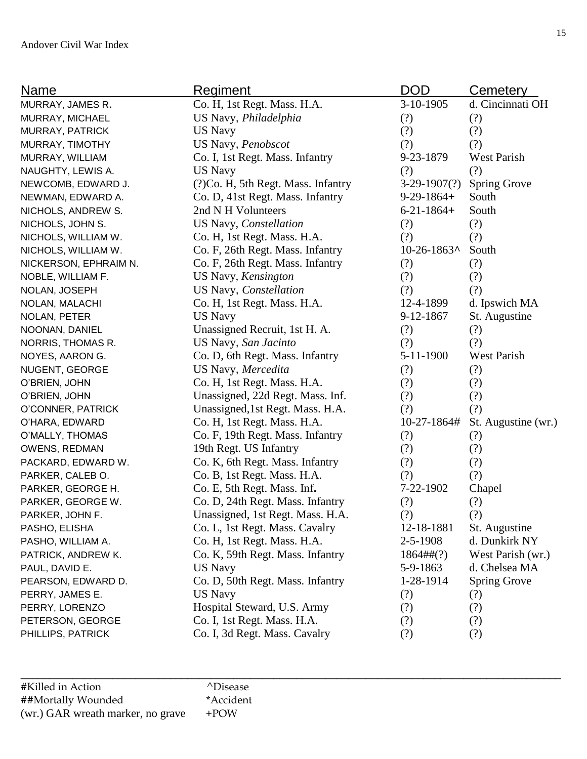| Name | Regiment | DOD | Cemetery |
|---|---|---|---|
| MURRAY, JAMES R. | Co. H, 1st Regt. Mass. H.A. | 3-10-1905 | d. Cincinnati OH |
| MURRAY, MICHAEL | US Navy, *Philadelphia* | (?) | (?) |
| MURRAY, PATRICK | US Navy | (?) | (?) |
| MURRAY, TIMOTHY | US Navy, *Penobscot* | (?) | (?) |
| MURRAY, WILLIAM | Co. I, 1st Regt. Mass. Infantry | 9-23-1879 | West Parish |
| NAUGHTY, LEWIS A. | US Navy | (?) | (?) |
| NEWCOMB, EDWARD J. | (?)Co. H, 5th Regt. Mass. Infantry | 3-29-1907(?) | Spring Grove |
| NEWMAN, EDWARD A. | Co. D, 41st Regt. Mass. Infantry | 9-29-1864+ | South |
| NICHOLS, ANDREW S. | 2nd N H Volunteers | 6-21-1864+ | South |
| NICHOLS, JOHN S. | US Navy, *Constellation* | (?) | (?) |
| NICHOLS, WILLIAM W. | Co. H, 1st Regt. Mass. H.A. | (?) | (?) |
| NICHOLS, WILLIAM W. | Co. F, 26th Regt. Mass. Infantry | 10-26-1863^ | South |
| NICKERSON, EPHRAIM N. | Co. F, 26th Regt. Mass. Infantry | (?) | (?) |
| NOBLE, WILLIAM F. | US Navy, *Kensington* | (?) | (?) |
| NOLAN, JOSEPH | US Navy, *Constellation* | (?) | (?) |
| NOLAN, MALACHI | Co. H, 1st Regt. Mass. H.A. | 12-4-1899 | d. Ipswich MA |
| NOLAN, PETER | US Navy | 9-12-1867 | St. Augustine |
| NOONAN, DANIEL | Unassigned Recruit, 1st H. A. | (?) | (?) |
| NORRIS, THOMAS R. | US Navy, *San Jacinto* | (?) | (?) |
| NOYES, AARON G. | Co. D, 6th Regt. Mass. Infantry | 5-11-1900 | West Parish |
| NUGENT, GEORGE | US Navy, *Mercedita* | (?) | (?) |
| O'BRIEN, JOHN | Co. H, 1st Regt. Mass. H.A. | (?) | (?) |
| O'BRIEN, JOHN | Unassigned, 22d Regt. Mass. Inf. | (?) | (?) |
| O'CONNER, PATRICK | Unassigned,1st Regt. Mass. H.A. | (?) | (?) |
| O'HARA, EDWARD | Co. H, 1st Regt. Mass. H.A. | 10-27-1864# | St. Augustine (wr.) |
| O'MALLY, THOMAS | Co. F, 19th Regt. Mass. Infantry | (?) | (?) |
| OWENS, REDMAN | 19th Regt. US Infantry | (?) | (?) |
| PACKARD, EDWARD W. | Co. K, 6th Regt. Mass. Infantry | (?) | (?) |
| PARKER, CALEB O. | Co. B, 1st Regt. Mass. H.A. | (?) | (?) |
| PARKER, GEORGE H. | Co. E, 5th Regt. Mass. Inf**.** | 7-22-1902 | Chapel |
| PARKER, GEORGE W. | Co. D, 24th Regt. Mass. Infantry | (?) | (?) |
| PARKER, JOHN F. | Unassigned, 1st Regt. Mass. H.A. | (?) | (?) |
| PASHO, ELISHA | Co. L, 1st Regt. Mass. Cavalry | 12-18-1881 | St. Augustine |
| PASHO, WILLIAM A. | Co. H, 1st Regt. Mass. H.A. | 2-5-1908 | d. Dunkirk NY |
| PATRICK, ANDREW K. | Co. K, 59th Regt. Mass. Infantry | 1864##(?) | West Parish (wr.) |
| PAUL, DAVID E. | US Navy | 5-9-1863 | d. Chelsea MA |
| PEARSON, EDWARD D. | Co. D, 50th Regt. Mass. Infantry | 1-28-1914 | Spring Grove |
| PERRY, JAMES E. | US Navy | (?) | (?) |
| PERRY, LORENZO | Hospital Steward, U.S. Army | (?) | (?) |
| PETERSON, GEORGE | Co. I, 1st Regt. Mass. H.A. | (?) | (?) |
| PHILLIPS, PATRICK | Co. I, 3d Regt. Mass. Cavalry | (?) | (?) |

#Killed in Action ^Disease
##Mortally Wounded *Accident
(wr.) GAR wreath marker, no grave +POW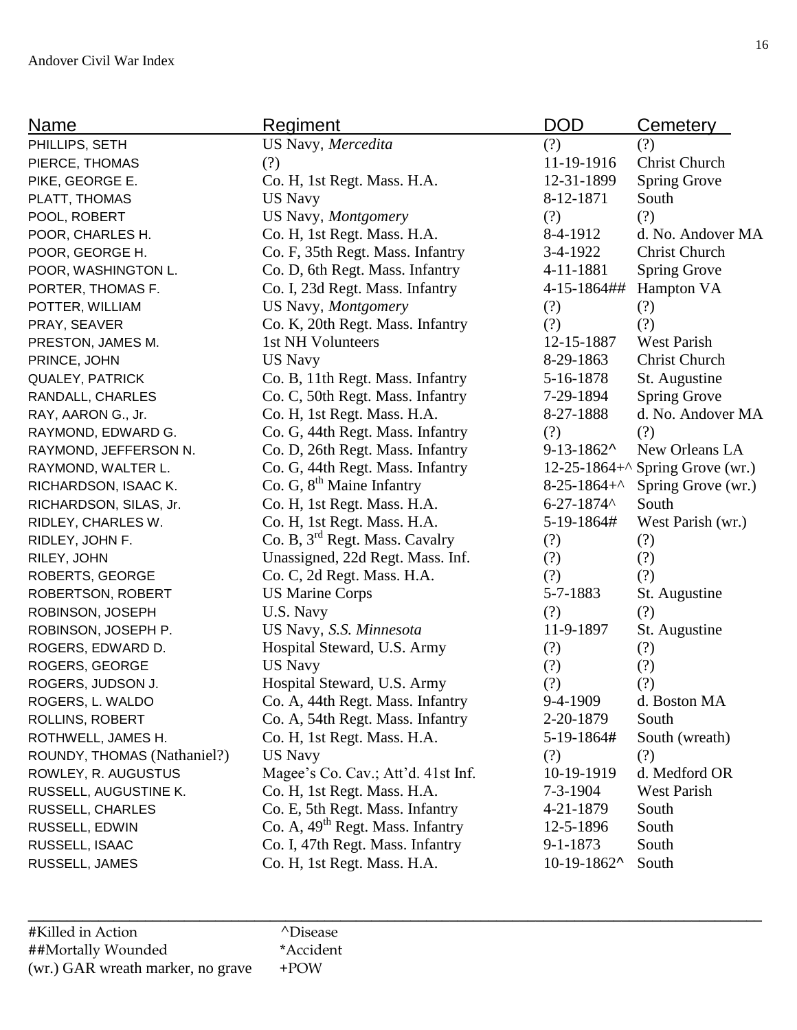| Name | Regiment | DOD | Cemetery |
|---|---|---|---|
| PHILLIPS, SETH | US Navy, *Mercedita* | (?) | (?) |
| PIERCE, THOMAS | (?) | 11-19-1916 | Christ Church |
| PIKE, GEORGE E. | Co. H, 1st Regt. Mass. H.A. | 12-31-1899 | Spring Grove |
| PLATT, THOMAS | US Navy | 8-12-1871 | South |
| POOL, ROBERT | US Navy, *Montgomery* | (?) | (?) |
| POOR, CHARLES H. | Co. H, 1st Regt. Mass. H.A. | 8-4-1912 | d. No. Andover MA |
| POOR, GEORGE H. | Co. F, 35th Regt. Mass. Infantry | 3-4-1922 | Christ Church |
| POOR, WASHINGTON L. | Co. D, 6th Regt. Mass. Infantry | 4-11-1881 | Spring Grove |
| PORTER, THOMAS F. | Co. I, 23d Regt. Mass. Infantry | 4-15-1864## | Hampton VA |
| POTTER, WILLIAM | US Navy, *Montgomery* | (?) | (?) |
| PRAY, SEAVER | Co. K, 20th Regt. Mass. Infantry | (?) | (?) |
| PRESTON, JAMES M. | 1st NH Volunteers | 12-15-1887 | West Parish |
| PRINCE, JOHN | US Navy | 8-29-1863 | Christ Church |
| QUALEY, PATRICK | Co. B, 11th Regt. Mass. Infantry | 5-16-1878 | St. Augustine |
| RANDALL, CHARLES | Co. C, 50th Regt. Mass. Infantry | 7-29-1894 | Spring Grove |
| RAY, AARON G., Jr. | Co. H, 1st Regt. Mass. H.A. | 8-27-1888 | d. No. Andover MA |
| RAYMOND, EDWARD G. | Co. G, 44th Regt. Mass. Infantry | (?) | (?) |
| RAYMOND, JEFFERSON N. | Co. D, 26th Regt. Mass. Infantry | 9-13-1862^ | New Orleans LA |
| RAYMOND, WALTER L. | Co. G, 44th Regt. Mass. Infantry | 12-25-1864+^ | Spring Grove (wr.) |
| RICHARDSON, ISAAC K. | Co. G, 8th Maine Infantry | 8-25-1864+^ | Spring Grove (wr.) |
| RICHARDSON, SILAS, Jr. | Co. H, 1st Regt. Mass. H.A. | 6-27-1874^ | South |
| RIDLEY, CHARLES W. | Co. H, 1st Regt. Mass. H.A. | 5-19-1864# | West Parish (wr.) |
| RIDLEY, JOHN F. | Co. B, 3rd Regt. Mass. Cavalry | (?) | (?) |
| RILEY, JOHN | Unassigned, 22d Regt. Mass. Inf. | (?) | (?) |
| ROBERTS, GEORGE | Co. C, 2d Regt. Mass. H.A. | (?) | (?) |
| ROBERTSON, ROBERT | US Marine Corps | 5-7-1883 | St. Augustine |
| ROBINSON, JOSEPH | U.S. Navy | (?) | (?) |
| ROBINSON, JOSEPH P. | US Navy, *S.S. Minnesota* | 11-9-1897 | St. Augustine |
| ROGERS, EDWARD D. | Hospital Steward, U.S. Army | (?) | (?) |
| ROGERS, GEORGE | US Navy | (?) | (?) |
| ROGERS, JUDSON J. | Hospital Steward, U.S. Army | (?) | (?) |
| ROGERS, L. WALDO | Co. A, 44th Regt. Mass. Infantry | 9-4-1909 | d. Boston MA |
| ROLLINS, ROBERT | Co. A, 54th Regt. Mass. Infantry | 2-20-1879 | South |
| ROTHWELL, JAMES H. | Co. H, 1st Regt. Mass. H.A. | 5-19-1864# | South (wreath) |
| ROUNDY, THOMAS (Nathaniel?) | US Navy | (?) | (?) |
| ROWLEY, R. AUGUSTUS | Magee's Co. Cav.; Att'd. 41st Inf. | 10-19-1919 | d. Medford OR |
| RUSSELL, AUGUSTINE K. | Co. H, 1st Regt. Mass. H.A. | 7-3-1904 | West Parish |
| RUSSELL, CHARLES | Co. E, 5th Regt. Mass. Infantry | 4-21-1879 | South |
| RUSSELL, EDWIN | Co. A, 49th Regt. Mass. Infantry | 12-5-1896 | South |
| RUSSELL, ISAAC | Co. I, 47th Regt. Mass. Infantry | 9-1-1873 | South |
| RUSSELL, JAMES | Co. H, 1st Regt. Mass. H.A. | 10-19-1862^ | South |

#Killed in Action ^Disease
##Mortally Wounded *Accident
(wr.) GAR wreath marker, no grave +POW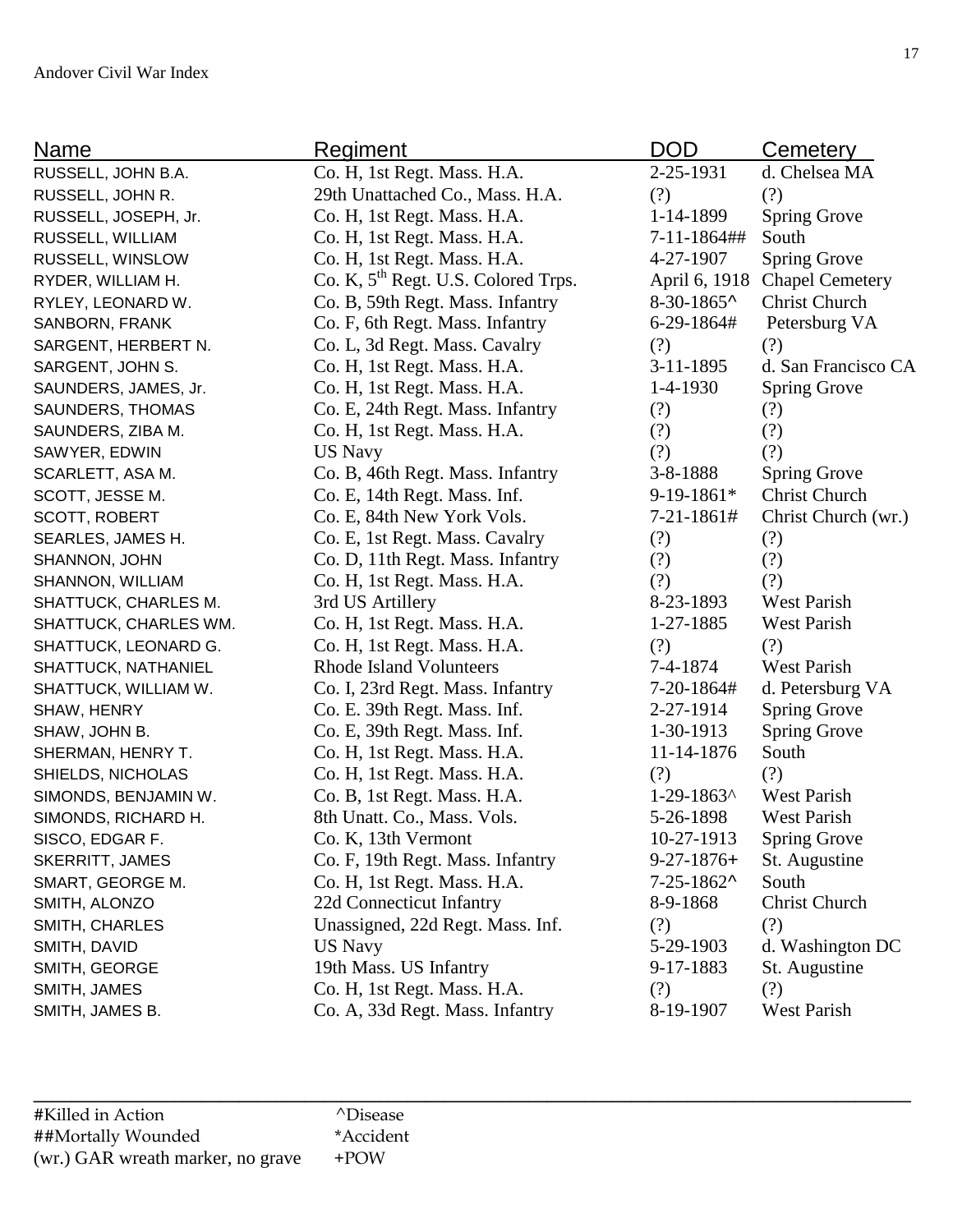| Name | Regiment | DOD | Cemetery |
|---|---|---|---|
| RUSSELL, JOHN B.A. | Co. H, 1st Regt. Mass. H.A. | 2-25-1931 | d. Chelsea MA |
| RUSSELL, JOHN R. | 29th Unattached Co., Mass. H.A. | (?) | (?) |
| RUSSELL, JOSEPH, Jr. | Co. H, 1st Regt. Mass. H.A. | 1-14-1899 | Spring Grove |
| RUSSELL, WILLIAM | Co. H, 1st Regt. Mass. H.A. | 7-11-1864## | South |
| RUSSELL, WINSLOW | Co. H, 1st Regt. Mass. H.A. | 4-27-1907 | Spring Grove |
| RYDER, WILLIAM H. | Co. K, 5th Regt. U.S. Colored Trps. | April 6, 1918 | Chapel Cemetery |
| RYLEY, LEONARD W. | Co. B, 59th Regt. Mass. Infantry | 8-30-1865^ | Christ Church |
| SANBORN, FRANK | Co. F, 6th Regt. Mass. Infantry | 6-29-1864# | Petersburg VA |
| SARGENT, HERBERT N. | Co. L, 3d Regt. Mass. Cavalry | (?) | (?) |
| SARGENT, JOHN S. | Co. H, 1st Regt. Mass. H.A. | 3-11-1895 | d. San Francisco CA |
| SAUNDERS, JAMES, Jr. | Co. H, 1st Regt. Mass. H.A. | 1-4-1930 | Spring Grove |
| SAUNDERS, THOMAS | Co. E, 24th Regt. Mass. Infantry | (?) | (?) |
| SAUNDERS, ZIBA M. | Co. H, 1st Regt. Mass. H.A. | (?) | (?) |
| SAWYER, EDWIN | US Navy | (?) | (?) |
| SCARLETT, ASA M. | Co. B, 46th Regt. Mass. Infantry | 3-8-1888 | Spring Grove |
| SCOTT, JESSE M. | Co. E, 14th Regt. Mass. Inf. | 9-19-1861* | Christ Church |
| SCOTT, ROBERT | Co. E, 84th New York Vols. | 7-21-1861# | Christ Church (wr.) |
| SEARLES, JAMES H. | Co. E, 1st Regt. Mass. Cavalry | (?) | (?) |
| SHANNON, JOHN | Co. D, 11th Regt. Mass. Infantry | (?) | (?) |
| SHANNON, WILLIAM | Co. H, 1st Regt. Mass. H.A. | (?) | (?) |
| SHATTUCK, CHARLES M. | 3rd US Artillery | 8-23-1893 | West Parish |
| SHATTUCK, CHARLES WM. | Co. H, 1st Regt. Mass. H.A. | 1-27-1885 | West Parish |
| SHATTUCK, LEONARD G. | Co. H, 1st Regt. Mass. H.A. | (?) | (?) |
| SHATTUCK, NATHANIEL | Rhode Island Volunteers | 7-4-1874 | West Parish |
| SHATTUCK, WILLIAM W. | Co. I, 23rd Regt. Mass. Infantry | 7-20-1864# | d. Petersburg VA |
| SHAW, HENRY | Co. E. 39th Regt. Mass. Inf. | 2-27-1914 | Spring Grove |
| SHAW, JOHN B. | Co. E, 39th Regt. Mass. Inf. | 1-30-1913 | Spring Grove |
| SHERMAN, HENRY T. | Co. H, 1st Regt. Mass. H.A. | 11-14-1876 | South |
| SHIELDS, NICHOLAS | Co. H, 1st Regt. Mass. H.A. | (?) | (?) |
| SIMONDS, BENJAMIN W. | Co. B, 1st Regt. Mass. H.A. | 1-29-1863^ | West Parish |
| SIMONDS, RICHARD H. | 8th Unatt. Co., Mass. Vols. | 5-26-1898 | West Parish |
| SISCO, EDGAR F. | Co. K, 13th Vermont | 10-27-1913 | Spring Grove |
| SKERRITT, JAMES | Co. F, 19th Regt. Mass. Infantry | 9-27-1876+ | St. Augustine |
| SMART, GEORGE M. | Co. H, 1st Regt. Mass. H.A. | 7-25-1862^ | South |
| SMITH, ALONZO | 22d Connecticut Infantry | 8-9-1868 | Christ Church |
| SMITH, CHARLES | Unassigned, 22d Regt. Mass. Inf. | (?) | (?) |
| SMITH, DAVID | US Navy | 5-29-1903 | d. Washington DC |
| SMITH, GEORGE | 19th Mass. US Infantry | 9-17-1883 | St. Augustine |
| SMITH, JAMES | Co. H, 1st Regt. Mass. H.A. | (?) | (?) |
| SMITH, JAMES B. | Co. A, 33d Regt. Mass. Infantry | 8-19-1907 | West Parish |

#Killed in Action	^Disease
##Mortally Wounded	*Accident
(wr.) GAR wreath marker, no grave	+POW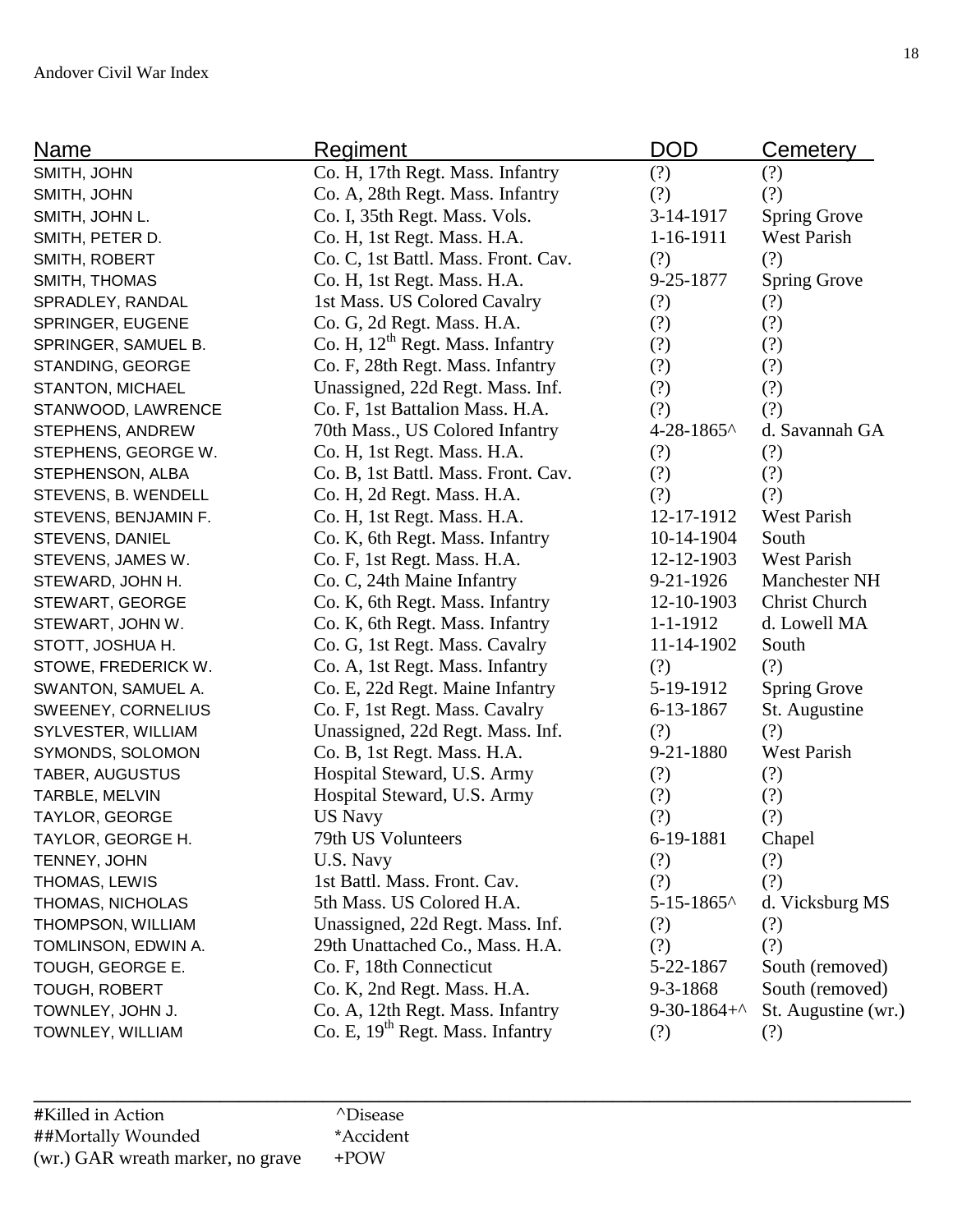| Name | Regiment | DOD | Cemetery |
|---|---|---|---|
| SMITH, JOHN | Co. H, 17th Regt. Mass. Infantry | (?) | (?) |
| SMITH, JOHN | Co. A, 28th Regt. Mass. Infantry | (?) | (?) |
| SMITH, JOHN L. | Co. I, 35th Regt. Mass. Vols. | 3-14-1917 | Spring Grove |
| SMITH, PETER D. | Co. H, 1st Regt. Mass. H.A. | 1-16-1911 | West Parish |
| SMITH, ROBERT | Co. C, 1st Battl. Mass. Front. Cav. | (?) | (?) |
| SMITH, THOMAS | Co. H, 1st Regt. Mass. H.A. | 9-25-1877 | Spring Grove |
| SPRADLEY, RANDAL | 1st Mass. US Colored Cavalry | (?) | (?) |
| SPRINGER, EUGENE | Co. G, 2d Regt. Mass. H.A. | (?) | (?) |
| SPRINGER, SAMUEL B. | Co. H, 12th Regt. Mass. Infantry | (?) | (?) |
| STANDING, GEORGE | Co. F, 28th Regt. Mass. Infantry | (?) | (?) |
| STANTON, MICHAEL | Unassigned, 22d Regt. Mass. Inf. | (?) | (?) |
| STANWOOD, LAWRENCE | Co. F, 1st Battalion Mass. H.A. | (?) | (?) |
| STEPHENS, ANDREW | 70th Mass., US Colored Infantry | 4-28-1865^ | d. Savannah GA |
| STEPHENS, GEORGE W. | Co. H, 1st Regt. Mass. H.A. | (?) | (?) |
| STEPHENSON, ALBA | Co. B, 1st Battl. Mass. Front. Cav. | (?) | (?) |
| STEVENS, B. WENDELL | Co. H, 2d Regt. Mass. H.A. | (?) | (?) |
| STEVENS, BENJAMIN F. | Co. H, 1st Regt. Mass. H.A. | 12-17-1912 | West Parish |
| STEVENS, DANIEL | Co. K, 6th Regt. Mass. Infantry | 10-14-1904 | South |
| STEVENS, JAMES W. | Co. F, 1st Regt. Mass. H.A. | 12-12-1903 | West Parish |
| STEWARD, JOHN H. | Co. C, 24th Maine Infantry | 9-21-1926 | Manchester NH |
| STEWART, GEORGE | Co. K, 6th Regt. Mass. Infantry | 12-10-1903 | Christ Church |
| STEWART, JOHN W. | Co. K, 6th Regt. Mass. Infantry | 1-1-1912 | d. Lowell MA |
| STOTT, JOSHUA H. | Co. G, 1st Regt. Mass. Cavalry | 11-14-1902 | South |
| STOWE, FREDERICK W. | Co. A, 1st Regt. Mass. Infantry | (?) | (?) |
| SWANTON, SAMUEL A. | Co. E, 22d Regt. Maine Infantry | 5-19-1912 | Spring Grove |
| SWEENEY, CORNELIUS | Co. F, 1st Regt. Mass. Cavalry | 6-13-1867 | St. Augustine |
| SYLVESTER, WILLIAM | Unassigned, 22d Regt. Mass. Inf. | (?) | (?) |
| SYMONDS, SOLOMON | Co. B, 1st Regt. Mass. H.A. | 9-21-1880 | West Parish |
| TABER, AUGUSTUS | Hospital Steward, U.S. Army | (?) | (?) |
| TARBLE, MELVIN | Hospital Steward, U.S. Army | (?) | (?) |
| TAYLOR, GEORGE | US Navy | (?) | (?) |
| TAYLOR, GEORGE H. | 79th US Volunteers | 6-19-1881 | Chapel |
| TENNEY, JOHN | U.S. Navy | (?) | (?) |
| THOMAS, LEWIS | 1st Battl. Mass. Front. Cav. | (?) | (?) |
| THOMAS, NICHOLAS | 5th Mass. US Colored H.A. | 5-15-1865^ | d. Vicksburg MS |
| THOMPSON, WILLIAM | Unassigned, 22d Regt. Mass. Inf. | (?) | (?) |
| TOMLINSON, EDWIN A. | 29th Unattached Co., Mass. H.A. | (?) | (?) |
| TOUGH, GEORGE E. | Co. F, 18th Connecticut | 5-22-1867 | South (removed) |
| TOUGH, ROBERT | Co. K, 2nd Regt. Mass. H.A. | 9-3-1868 | South (removed) |
| TOWNLEY, JOHN J. | Co. A, 12th Regt. Mass. Infantry | 9-30-1864+^ | St. Augustine (wr.) |
| TOWNLEY, WILLIAM | Co. E, 19th Regt. Mass. Infantry | (?) | (?) |

#Killed in Action  
##Mortally Wounded  
(wr.) GAR wreath marker, no grave  
^Disease  
*Accident  
+POW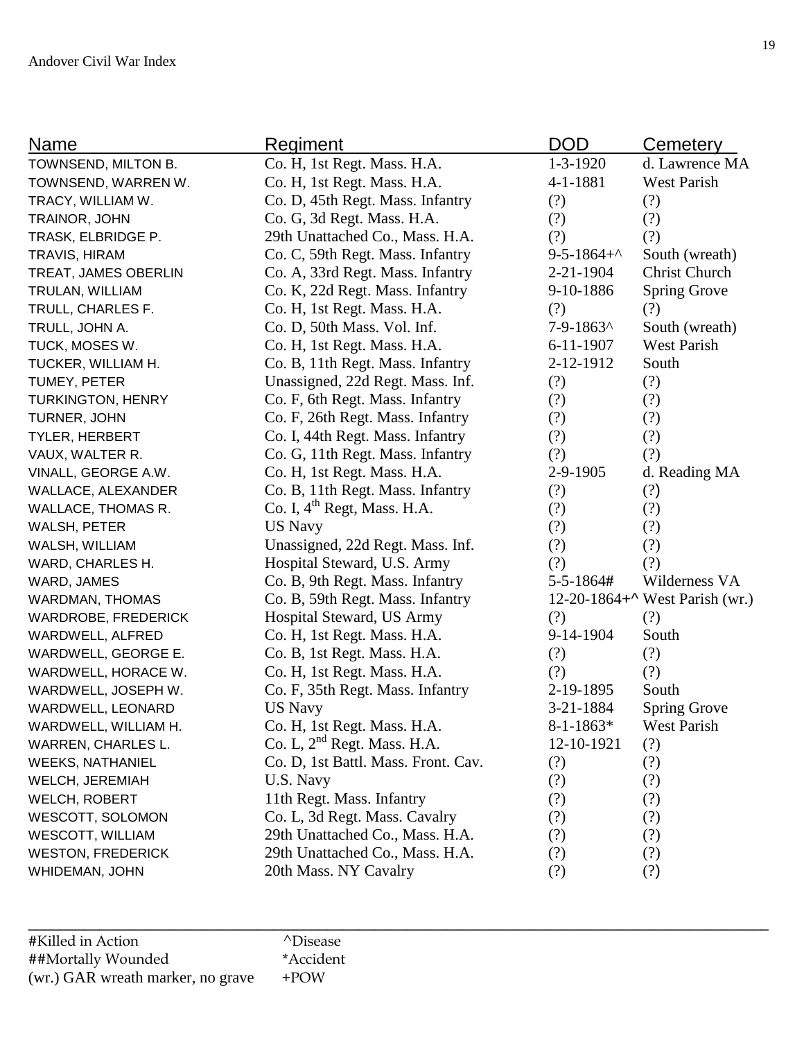| Name | Regiment | DOD | Cemetery |
|---|---|---|---|
| TOWNSEND, MILTON B. | Co. H, 1st Regt. Mass. H.A. | 1-3-1920 | d. Lawrence MA |
| TOWNSEND, WARREN W. | Co. H, 1st Regt. Mass. H.A. | 4-1-1881 | West Parish |
| TRACY, WILLIAM W. | Co. D, 45th Regt. Mass. Infantry | (?) | (?) |
| TRAINOR, JOHN | Co. G, 3d Regt. Mass. H.A. | (?) | (?) |
| TRASK, ELBRIDGE P. | 29th Unattached Co., Mass. H.A. | (?) | (?) |
| TRAVIS, HIRAM | Co. C, 59th Regt. Mass. Infantry | 9-5-1864+^ | South (wreath) |
| TREAT, JAMES OBERLIN | Co. A, 33rd Regt. Mass. Infantry | 2-21-1904 | Christ Church |
| TRULAN, WILLIAM | Co. K, 22d Regt. Mass. Infantry | 9-10-1886 | Spring Grove |
| TRULL, CHARLES F. | Co. H, 1st Regt. Mass. H.A. | (?) | (?) |
| TRULL, JOHN A. | Co. D, 50th Mass. Vol. Inf. | 7-9-1863^ | South (wreath) |
| TUCK, MOSES W. | Co. H, 1st Regt. Mass. H.A. | 6-11-1907 | West Parish |
| TUCKER, WILLIAM H. | Co. B, 11th Regt. Mass. Infantry | 2-12-1912 | South |
| TUMEY, PETER | Unassigned, 22d Regt. Mass. Inf. | (?) | (?) |
| TURKINGTON, HENRY | Co. F, 6th Regt. Mass. Infantry | (?) | (?) |
| TURNER, JOHN | Co. F, 26th Regt. Mass. Infantry | (?) | (?) |
| TYLER, HERBERT | Co. I, 44th Regt. Mass. Infantry | (?) | (?) |
| VAUX, WALTER R. | Co. G, 11th Regt. Mass. Infantry | (?) | (?) |
| VINALL, GEORGE A.W. | Co. H, 1st Regt. Mass. H.A. | 2-9-1905 | d. Reading MA |
| WALLACE, ALEXANDER | Co. B, 11th Regt. Mass. Infantry | (?) | (?) |
| WALLACE, THOMAS R. | Co. I, 4th Regt, Mass. H.A. | (?) | (?) |
| WALSH, PETER | US Navy | (?) | (?) |
| WALSH, WILLIAM | Unassigned, 22d Regt. Mass. Inf. | (?) | (?) |
| WARD, CHARLES H. | Hospital Steward, U.S. Army | (?) | (?) |
| WARD, JAMES | Co. B, 9th Regt. Mass. Infantry | 5-5-1864# | Wilderness VA |
| WARDMAN, THOMAS | Co. B, 59th Regt. Mass. Infantry | 12-20-1864+^ | West Parish (wr.) |
| WARDROBE, FREDERICK | Hospital Steward, US Army | (?) | (?) |
| WARDWELL, ALFRED | Co. H, 1st Regt. Mass. H.A. | 9-14-1904 | South |
| WARDWELL, GEORGE E. | Co. B, 1st Regt. Mass. H.A. | (?) | (?) |
| WARDWELL, HORACE W. | Co. H, 1st Regt. Mass. H.A. | (?) | (?) |
| WARDWELL, JOSEPH W. | Co. F, 35th Regt. Mass. Infantry | 2-19-1895 | South |
| WARDWELL, LEONARD | US Navy | 3-21-1884 | Spring Grove |
| WARDWELL, WILLIAM H. | Co. H, 1st Regt. Mass. H.A. | 8-1-1863* | West Parish |
| WARREN, CHARLES L. | Co. L, 2nd Regt. Mass. H.A. | 12-10-1921 | (?) |
| WEEKS, NATHANIEL | Co. D, 1st Battl. Mass. Front. Cav. | (?) | (?) |
| WELCH, JEREMIAH | U.S. Navy | (?) | (?) |
| WELCH, ROBERT | 11th Regt. Mass. Infantry | (?) | (?) |
| WESCOTT, SOLOMON | Co. L, 3d Regt. Mass. Cavalry | (?) | (?) |
| WESCOTT, WILLIAM | 29th Unattached Co., Mass. H.A. | (?) | (?) |
| WESTON, FREDERICK | 29th Unattached Co., Mass. H.A. | (?) | (?) |
| WHIDEMAN, JOHN | 20th Mass. NY Cavalry | (?) | (?) |

#Killed in Action ^Disease
##Mortally Wounded *Accident
(wr.) GAR wreath marker, no grave +POW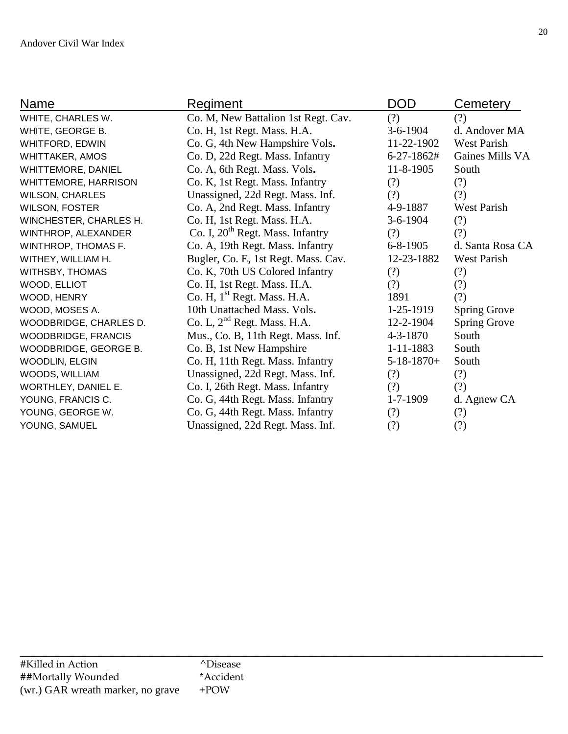| Name | Regiment | DOD | Cemetery |
|---|---|---|---|
| WHITE, CHARLES W. | Co. M, New Battalion 1st Regt. Cav. | (?) | (?) |
| WHITE, GEORGE B. | Co. H, 1st Regt. Mass. H.A. | 3-6-1904 | d. Andover MA |
| WHITFORD, EDWIN | Co. G, 4th New Hampshire Vols. | 11-22-1902 | West Parish |
| WHITTAKER, AMOS | Co. D, 22d Regt. Mass. Infantry | 6-27-1862# | Gaines Mills VA |
| WHITTEMORE, DANIEL | Co. A, 6th Regt. Mass. Vols. | 11-8-1905 | South |
| WHITTEMORE, HARRISON | Co. K, 1st Regt. Mass. Infantry | (?) | (?) |
| WILSON, CHARLES | Unassigned, 22d Regt. Mass. Inf. | (?) | (?) |
| WILSON, FOSTER | Co. A, 2nd Regt. Mass. Infantry | 4-9-1887 | West Parish |
| WINCHESTER, CHARLES H. | Co. H, 1st Regt. Mass. H.A. | 3-6-1904 | (?) |
| WINTHROP, ALEXANDER | Co. I, 20th Regt. Mass. Infantry | (?) | (?) |
| WINTHROP, THOMAS F. | Co. A, 19th Regt. Mass. Infantry | 6-8-1905 | d. Santa Rosa CA |
| WITHEY, WILLIAM H. | Bugler, Co. E, 1st Regt. Mass. Cav. | 12-23-1882 | West Parish |
| WITHSBY, THOMAS | Co. K, 70th US Colored Infantry | (?) | (?) |
| WOOD, ELLIOT | Co. H, 1st Regt. Mass. H.A. | (?) | (?) |
| WOOD, HENRY | Co. H, 1st Regt. Mass. H.A. | 1891 | (?) |
| WOOD, MOSES A. | 10th Unattached Mass. Vols. | 1-25-1919 | Spring Grove |
| WOODBRIDGE, CHARLES D. | Co. L, 2nd Regt. Mass. H.A. | 12-2-1904 | Spring Grove |
| WOODBRIDGE, FRANCIS | Mus., Co. B, 11th Regt. Mass. Inf. | 4-3-1870 | South |
| WOODBRIDGE, GEORGE B. | Co. B, 1st New Hampshire | 1-11-1883 | South |
| WOODLIN, ELGIN | Co. H, 11th Regt. Mass. Infantry | 5-18-1870+ | South |
| WOODS, WILLIAM | Unassigned, 22d Regt. Mass. Inf. | (?) | (?) |
| WORTHLEY, DANIEL E. | Co. I, 26th Regt. Mass. Infantry | (?) | (?) |
| YOUNG, FRANCIS C. | Co. G, 44th Regt. Mass. Infantry | 1-7-1909 | d. Agnew CA |
| YOUNG, GEORGE W. | Co. G, 44th Regt. Mass. Infantry | (?) | (?) |
| YOUNG, SAMUEL | Unassigned, 22d Regt. Mass. Inf. | (?) | (?) |

#Killed in Action ^Disease
##Mortally Wounded *Accident
(wr.) GAR wreath marker, no grave +POW